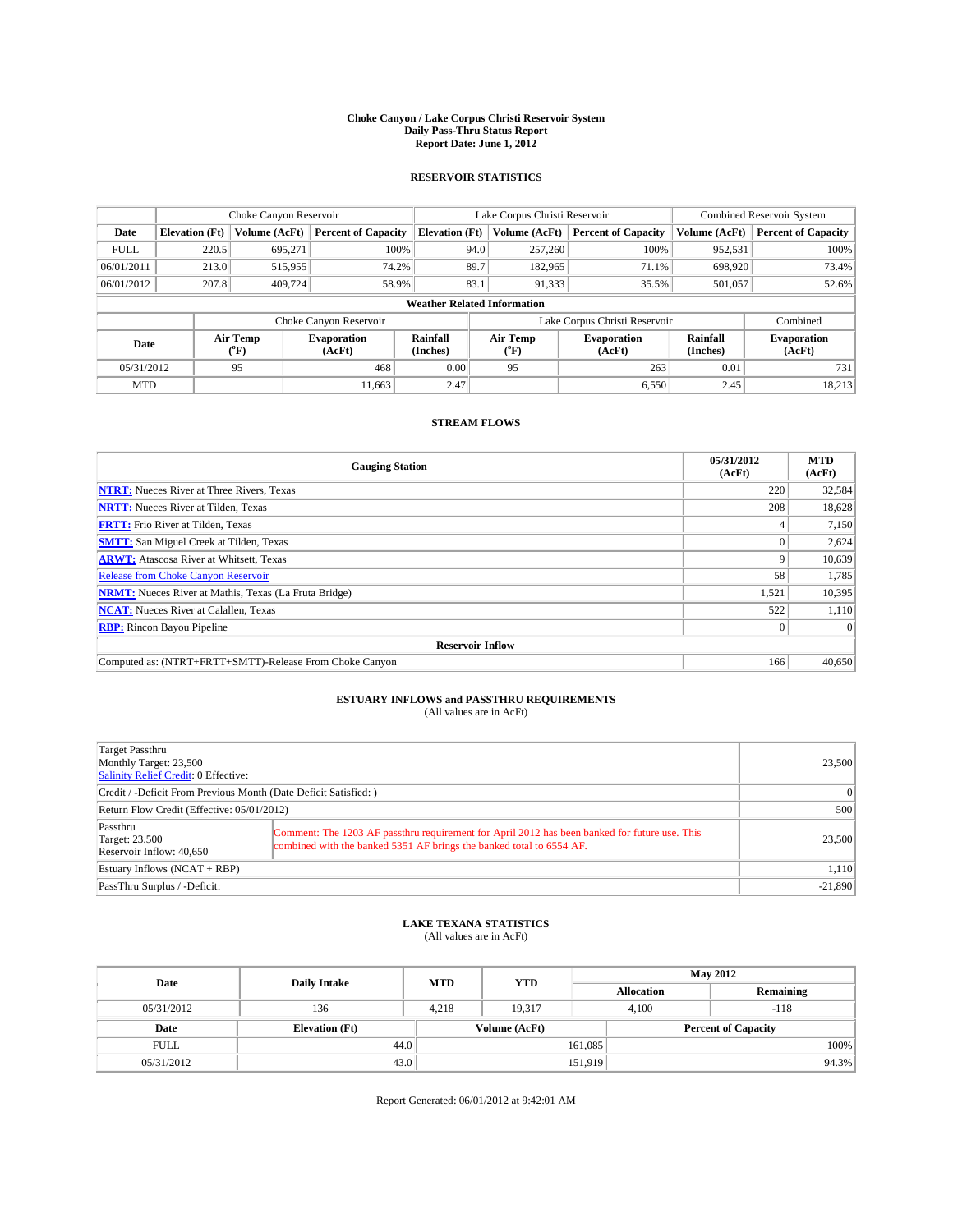# Choke Canyon / Lake Corpus Christi Reservoir System
## Daily Pass-Thru Status Report
### Report Date: June 1, 2012

## RESERVOIR STATISTICS

| | Choke Canyon Reservoir | | | Lake Corpus Christi Reservoir | | | Combined Reservoir System | |
|---|---|---|---|---|---|---|---|---|
| Date | Elevation (Ft) | Volume (AcFt) | Percent of Capacity | Elevation (Ft) | Volume (AcFt) | Percent of Capacity | Volume (AcFt) | Percent of Capacity |
| FULL | 220.5 | 695,271 | 100% | 94.0 | 257,260 | 100% | 952,531 | 100% |
| 06/01/2011 | 213.0 | 515,955 | 74.2% | 89.7 | 182,965 | 71.1% | 698,920 | 73.4% |
| 06/01/2012 | 207.8 | 409,724 | 58.9% | 83.1 | 91,333 | 35.5% | 501,057 | 52.6% |

**Weather Related Information**

| | Choke Canyon Reservoir | | | Lake Corpus Christi Reservoir | | | Combined |
|---|---|---|---|---|---|---|---|
| Date | Air Temp (°F) | Evaporation (AcFt) | Rainfall (Inches) | Air Temp (°F) | Evaporation (AcFt) | Rainfall (Inches) | Evaporation (AcFt) |
| 05/31/2012 | 95 | 468 | 0.00 | 95 | 263 | 0.01 | 731 |
| MTD | | 11,663 | 2.47 | | 6,550 | 2.45 | 18,213 |

## STREAM FLOWS

| Gauging Station | 05/31/2012 (AcFt) | MTD (AcFt) |
|---|---|---|
| NTRT: Nueces River at Three Rivers, Texas | 220 | 32,584 |
| NRTT: Nueces River at Tilden, Texas | 208 | 18,628 |
| FRTT: Frio River at Tilden, Texas | 4 | 7,150 |
| SMTT: San Miguel Creek at Tilden, Texas | 0 | 2,624 |
| ARWT: Atascosa River at Whitsett, Texas | 9 | 10,639 |
| Release from Choke Canyon Reservoir | 58 | 1,785 |
| NRMT: Nueces River at Mathis, Texas (La Fruta Bridge) | 1,521 | 10,395 |
| NCAT: Nueces River at Calallen, Texas | 522 | 1,110 |
| RBP: Rincon Bayou Pipeline | 0 | 0 |
| **Reservoir Inflow** | | |
| Computed as: (NTRT+FRTT+SMTT)-Release From Choke Canyon | 166 | 40,650 |

## ESTUARY INFLOWS and PASSTHRU REQUIREMENTS
(All values are in AcFt)

| | | |
|---|---|---|
| Target Passthru<br>Monthly Target: 23,500<br>Salinity Relief Credit: 0 Effective: | | 23,500 |
| Credit / -Deficit From Previous Month (Date Deficit Satisfied: ) | | 0 |
| Return Flow Credit (Effective: 05/01/2012) | | 500 |
| Passthru<br>Target: 23,500<br>Reservoir Inflow: 40,650 | Comment: The 1203 AF passthru requirement for April 2012 has been banked for future use. This combined with the banked 5351 AF brings the banked total to 6554 AF. | 23,500 |
| Estuary Inflows (NCAT + RBP) | | 1,110 |
| PassThru Surplus / -Deficit: | | -21,890 |

## LAKE TEXANA STATISTICS
(All values are in AcFt)

| Date | Daily Intake | MTD | YTD | May 2012 Allocation | May 2012 Remaining |
|---|---|---|---|---|---|
| 05/31/2012 | 136 | 4,218 | 19,317 | 4,100 | -118 |

| Date | Elevation (Ft) | Volume (AcFt) | Percent of Capacity |
|---|---|---|---|
| FULL | 44.0 | 161,085 | 100% |
| 05/31/2012 | 43.0 | 151,919 | 94.3% |

Report Generated: 06/01/2012 at 9:42:01 AM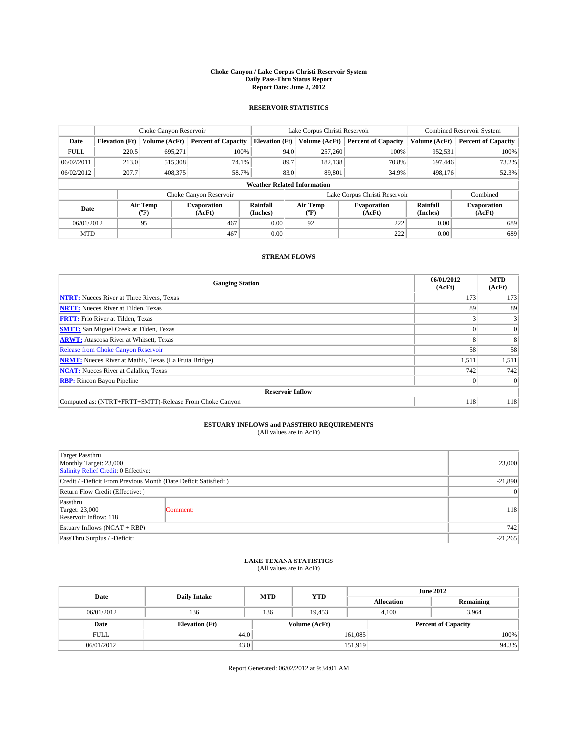# Choke Canyon / Lake Corpus Christi Reservoir System
## Daily Pass-Thru Status Report
## Report Date: June 2, 2012

### RESERVOIR STATISTICS

| | Choke Canyon Reservoir | | | Lake Corpus Christi Reservoir | | | Combined Reservoir System | |
|---|---|---|---|---|---|---|---|---|
| Date | Elevation (Ft) | Volume (AcFt) | Percent of Capacity | Elevation (Ft) | Volume (AcFt) | Percent of Capacity | Volume (AcFt) | Percent of Capacity |
| FULL | 220.5 | 695,271 | 100% | 94.0 | 257,260 | 100% | 952,531 | 100% |
| 06/02/2011 | 213.0 | 515,308 | 74.1% | 89.7 | 182,138 | 70.8% | 697,446 | 73.2% |
| 06/02/2012 | 207.7 | 408,375 | 58.7% | 83.0 | 89,801 | 34.9% | 498,176 | 52.3% |

**Weather Related Information**

| | Choke Canyon Reservoir | | | Lake Corpus Christi Reservoir | | | Combined |
|---|---|---|---|---|---|---|---|
| Date | Air Temp (°F) | Evaporation (AcFt) | Rainfall (Inches) | Air Temp (°F) | Evaporation (AcFt) | Rainfall (Inches) | Evaporation (AcFt) |
| 06/01/2012 | 95 | 467 | 0.00 | 92 | 222 | 0.00 | 689 |
| MTD | | 467 | 0.00 | | 222 | 0.00 | 689 |

### STREAM FLOWS

| Gauging Station | 06/01/2012 (AcFt) | MTD (AcFt) |
|---|---|---|
| NTRT: Nueces River at Three Rivers, Texas | 173 | 173 |
| NRTT: Nueces River at Tilden, Texas | 89 | 89 |
| FRTT: Frio River at Tilden, Texas | 3 | 3 |
| SMTT: San Miguel Creek at Tilden, Texas | 0 | 0 |
| ARWT: Atascosa River at Whitsett, Texas | 8 | 8 |
| Release from Choke Canyon Reservoir | 58 | 58 |
| NRMT: Nueces River at Mathis, Texas (La Fruta Bridge) | 1,511 | 1,511 |
| NCAT: Nueces River at Calallen, Texas | 742 | 742 |
| RBP: Rincon Bayou Pipeline | 0 | 0 |
| **Reservoir Inflow** | | |
| Computed as: (NTRT+FRTT+SMTT)-Release From Choke Canyon | 118 | 118 |

### ESTUARY INFLOWS and PASSTHRU REQUIREMENTS
(All values are in AcFt)

| | | |
|---|---|---|
| Target Passthru<br>Monthly Target: 23,000<br>Salinity Relief Credit: 0 Effective: | | 23,000 |
| Credit / -Deficit From Previous Month (Date Deficit Satisfied: ) | | -21,890 |
| Return Flow Credit (Effective: ) | | 0 |
| Passthru<br>Target: 23,000<br>Reservoir Inflow: 118 | Comment: | 118 |
| Estuary Inflows (NCAT + RBP) | | 742 |
| PassThru Surplus / -Deficit: | | -21,265 |

### LAKE TEXANA STATISTICS
(All values are in AcFt)

| Date | Daily Intake | MTD | YTD | June 2012 Allocation | June 2012 Remaining |
|---|---|---|---|---|---|
| 06/01/2012 | 136 | 136 | 19,453 | 4,100 | 3,964 |

| Date | Elevation (Ft) | Volume (AcFt) | Percent of Capacity |
|---|---|---|---|
| FULL | 44.0 | 161,085 | 100% |
| 06/01/2012 | 43.0 | 151,919 | 94.3% |

Report Generated: 06/02/2012 at 9:34:01 AM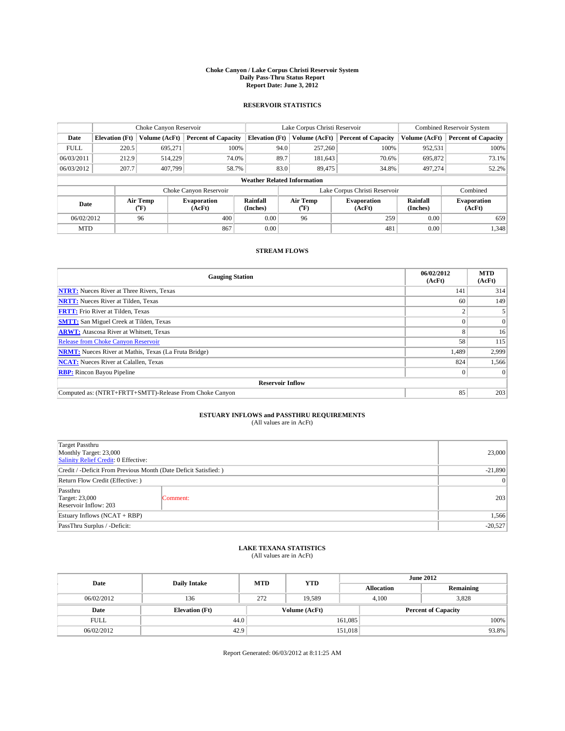# Choke Canyon / Lake Corpus Christi Reservoir System
## Daily Pass-Thru Status Report
## Report Date: June 3, 2012

### RESERVOIR STATISTICS

| | Choke Canyon Reservoir | | | Lake Corpus Christi Reservoir | | | Combined Reservoir System | |
|---|---|---|---|---|---|---|---|---|
| Date | Elevation (Ft) | Volume (AcFt) | Percent of Capacity | Elevation (Ft) | Volume (AcFt) | Percent of Capacity | Volume (AcFt) | Percent of Capacity |
| FULL | 220.5 | 695,271 | 100% | 94.0 | 257,260 | 100% | 952,531 | 100% |
| 06/03/2011 | 212.9 | 514,229 | 74.0% | 89.7 | 181,643 | 70.6% | 695,872 | 73.1% |
| 06/03/2012 | 207.7 | 407,799 | 58.7% | 83.0 | 89,475 | 34.8% | 497,274 | 52.2% |

**Weather Related Information**

| | Choke Canyon Reservoir | | | Lake Corpus Christi Reservoir | | | Combined |
|---|---|---|---|---|---|---|---|
| Date | Air Temp (°F) | Evaporation (AcFt) | Rainfall (Inches) | Air Temp (°F) | Evaporation (AcFt) | Rainfall (Inches) | Evaporation (AcFt) |
| 06/02/2012 | 96 | 400 | 0.00 | 96 | 259 | 0.00 | 659 |
| MTD | | 867 | 0.00 | | 481 | 0.00 | 1,348 |

### STREAM FLOWS

| Gauging Station | 06/02/2012 (AcFt) | MTD (AcFt) |
|---|---|---|
| **NTRT:** Nueces River at Three Rivers, Texas | 141 | 314 |
| **NRTT:** Nueces River at Tilden, Texas | 60 | 149 |
| **FRTT:** Frio River at Tilden, Texas | 2 | 5 |
| **SMTT:** San Miguel Creek at Tilden, Texas | 0 | 0 |
| **ARWT:** Atascosa River at Whitsett, Texas | 8 | 16 |
| Release from Choke Canyon Reservoir | 58 | 115 |
| **NRMT:** Nueces River at Mathis, Texas (La Fruta Bridge) | 1,489 | 2,999 |
| **NCAT:** Nueces River at Calallen, Texas | 824 | 1,566 |
| **RBP:** Rincon Bayou Pipeline | 0 | 0 |
| **Reservoir Inflow** | | |
| Computed as: (NTRT+FRTT+SMTT)-Release From Choke Canyon | 85 | 203 |

### ESTUARY INFLOWS and PASSTHRU REQUIREMENTS
(All values are in AcFt)

| | | |
|---|---|---|
| Target Passthru<br>Monthly Target: 23,000<br>Salinity Relief Credit: 0 Effective: | | 23,000 |
| Credit / -Deficit From Previous Month (Date Deficit Satisfied: ) | | -21,890 |
| Return Flow Credit (Effective: ) | | 0 |
| Passthru<br>Target: 23,000<br>Reservoir Inflow: 203 | Comment: | 203 |
| Estuary Inflows (NCAT + RBP) | | 1,566 |
| PassThru Surplus / -Deficit: | | -20,527 |

### LAKE TEXANA STATISTICS
(All values are in AcFt)

| Date | Daily Intake | MTD | YTD | June 2012 Allocation | June 2012 Remaining |
|---|---|---|---|---|---|
| 06/02/2012 | 136 | 272 | 19,589 | 4,100 | 3,828 |

| Date | Elevation (Ft) | Volume (AcFt) | Percent of Capacity |
|---|---|---|---|
| FULL | 44.0 | 161,085 | 100% |
| 06/02/2012 | 42.9 | 151,018 | 93.8% |

Report Generated: 06/03/2012 at 8:11:25 AM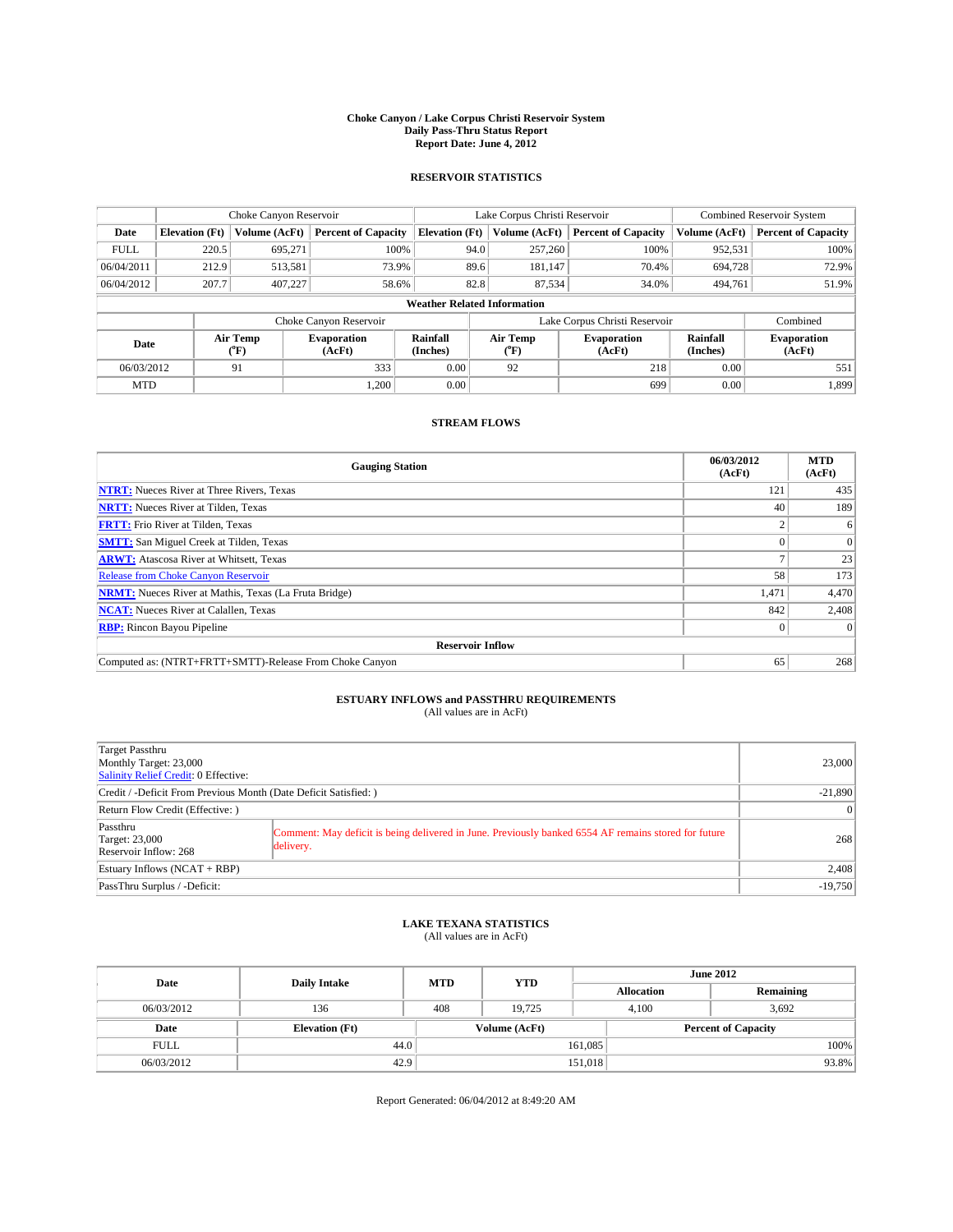# Choke Canyon / Lake Corpus Christi Reservoir System
## Daily Pass-Thru Status Report
### Report Date: June 4, 2012

## RESERVOIR STATISTICS

| | Choke Canyon Reservoir | | | Lake Corpus Christi Reservoir | | | Combined Reservoir System | |
|---|---|---|---|---|---|---|---|---|
| Date | Elevation (Ft) | Volume (AcFt) | Percent of Capacity | Elevation (Ft) | Volume (AcFt) | Percent of Capacity | Volume (AcFt) | Percent of Capacity |
| FULL | 220.5 | 695,271 | 100% | 94.0 | 257,260 | 100% | 952,531 | 100% |
| 06/04/2011 | 212.9 | 513,581 | 73.9% | 89.6 | 181,147 | 70.4% | 694,728 | 72.9% |
| 06/04/2012 | 207.7 | 407,227 | 58.6% | 82.8 | 87,534 | 34.0% | 494,761 | 51.9% |

**Weather Related Information**

| | Choke Canyon Reservoir | | | Lake Corpus Christi Reservoir | | | Combined |
|---|---|---|---|---|---|---|---|
| Date | Air Temp (°F) | Evaporation (AcFt) | Rainfall (Inches) | Air Temp (°F) | Evaporation (AcFt) | Rainfall (Inches) | Evaporation (AcFt) |
| 06/03/2012 | 91 | 333 | 0.00 | 92 | 218 | 0.00 | 551 |
| MTD | | 1,200 | 0.00 | | 699 | 0.00 | 1,899 |

## STREAM FLOWS

| Gauging Station | 06/03/2012 (AcFt) | MTD (AcFt) |
|---|---|---|
| **NTRT:** Nueces River at Three Rivers, Texas | 121 | 435 |
| **NRTT:** Nueces River at Tilden, Texas | 40 | 189 |
| **FRTT:** Frio River at Tilden, Texas | 2 | 6 |
| **SMTT:** San Miguel Creek at Tilden, Texas | 0 | 0 |
| **ARWT:** Atascosa River at Whitsett, Texas | 7 | 23 |
| Release from Choke Canyon Reservoir | 58 | 173 |
| **NRMT:** Nueces River at Mathis, Texas (La Fruta Bridge) | 1,471 | 4,470 |
| **NCAT:** Nueces River at Calallen, Texas | 842 | 2,408 |
| **RBP:** Rincon Bayou Pipeline | 0 | 0 |
| **Reservoir Inflow** | | |
| Computed as: (NTRT+FRTT+SMTT)-Release From Choke Canyon | 65 | 268 |

## ESTUARY INFLOWS and PASSTHRU REQUIREMENTS
(All values are in AcFt)

| | | |
|---|---|---|
| Target Passthru<br>Monthly Target: 23,000<br>Salinity Relief Credit: 0 Effective: | | 23,000 |
| Credit / -Deficit From Previous Month (Date Deficit Satisfied: ) | | -21,890 |
| Return Flow Credit (Effective: ) | | 0 |
| Passthru<br>Target: 23,000<br>Reservoir Inflow: 268 | Comment: May deficit is being delivered in June. Previously banked 6554 AF remains stored for future delivery. | 268 |
| Estuary Inflows (NCAT + RBP) | | 2,408 |
| PassThru Surplus / -Deficit: | | -19,750 |

## LAKE TEXANA STATISTICS
(All values are in AcFt)

| Date | Daily Intake | MTD | YTD | June 2012 Allocation | June 2012 Remaining |
|---|---|---|---|---|---|
| 06/03/2012 | 136 | 408 | 19,725 | 4,100 | 3,692 |

| Date | Elevation (Ft) | Volume (AcFt) | Percent of Capacity |
|---|---|---|---|
| FULL | 44.0 | 161,085 | 100% |
| 06/03/2012 | 42.9 | 151,018 | 93.8% |

Report Generated: 06/04/2012 at 8:49:20 AM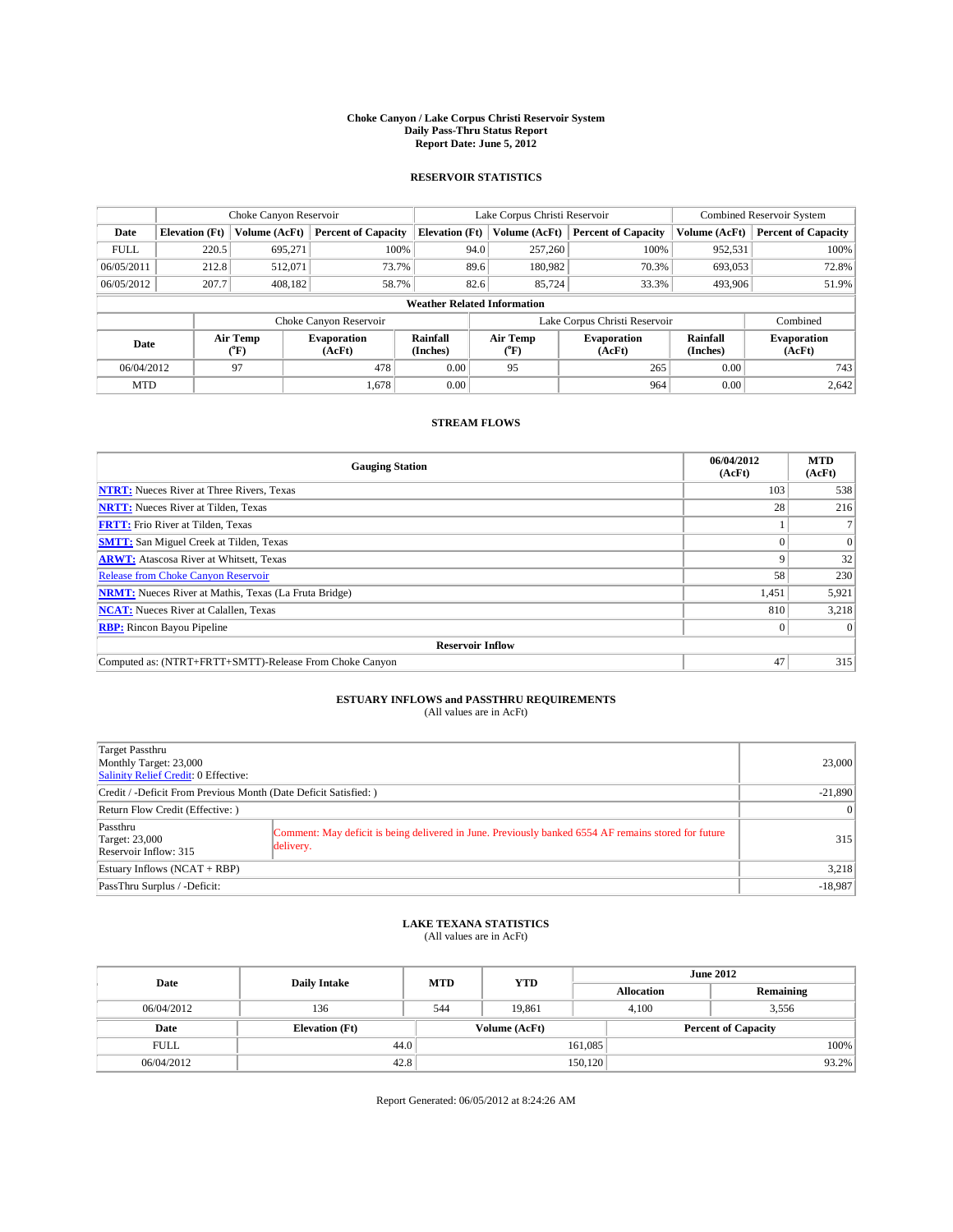# Choke Canyon / Lake Corpus Christi Reservoir System
## Daily Pass-Thru Status Report
## Report Date: June 5, 2012

### RESERVOIR STATISTICS

| | Choke Canyon Reservoir | | | Lake Corpus Christi Reservoir | | | Combined Reservoir System | |
|---|---|---|---|---|---|---|---|---|
| Date | Elevation (Ft) | Volume (AcFt) | Percent of Capacity | Elevation (Ft) | Volume (AcFt) | Percent of Capacity | Volume (AcFt) | Percent of Capacity |
| FULL | 220.5 | 695,271 | 100% | 94.0 | 257,260 | 100% | 952,531 | 100% |
| 06/05/2011 | 212.8 | 512,071 | 73.7% | 89.6 | 180,982 | 70.3% | 693,053 | 72.8% |
| 06/05/2012 | 207.7 | 408,182 | 58.7% | 82.6 | 85,724 | 33.3% | 493,906 | 51.9% |

**Weather Related Information**

| | Choke Canyon Reservoir | | | Lake Corpus Christi Reservoir | | | Combined |
|---|---|---|---|---|---|---|---|
| Date | Air Temp (°F) | Evaporation (AcFt) | Rainfall (Inches) | Air Temp (°F) | Evaporation (AcFt) | Rainfall (Inches) | Evaporation (AcFt) |
| 06/04/2012 | 97 | 478 | 0.00 | 95 | 265 | 0.00 | 743 |
| MTD | | 1,678 | 0.00 | | 964 | 0.00 | 2,642 |

### STREAM FLOWS

| Gauging Station | 06/04/2012 (AcFt) | MTD (AcFt) |
|---|---|---|
| **NTRT:** Nueces River at Three Rivers, Texas | 103 | 538 |
| **NRTT:** Nueces River at Tilden, Texas | 28 | 216 |
| **FRTT:** Frio River at Tilden, Texas | 1 | 7 |
| **SMTT:** San Miguel Creek at Tilden, Texas | 0 | 0 |
| **ARWT:** Atascosa River at Whitsett, Texas | 9 | 32 |
| Release from Choke Canyon Reservoir | 58 | 230 |
| **NRMT:** Nueces River at Mathis, Texas (La Fruta Bridge) | 1,451 | 5,921 |
| **NCAT:** Nueces River at Calallen, Texas | 810 | 3,218 |
| **RBP:** Rincon Bayou Pipeline | 0 | 0 |
| **Reservoir Inflow** | | |
| Computed as: (NTRT+FRTT+SMTT)-Release From Choke Canyon | 47 | 315 |

### ESTUARY INFLOWS and PASSTHRU REQUIREMENTS
(All values are in AcFt)

| | | |
|---|---|---|
| Target Passthru<br>Monthly Target: 23,000<br>Salinity Relief Credit: 0 Effective: | | 23,000 |
| Credit / -Deficit From Previous Month (Date Deficit Satisfied: ) | | -21,890 |
| Return Flow Credit (Effective: ) | | 0 |
| Passthru<br>Target: 23,000<br>Reservoir Inflow: 315 | Comment: May deficit is being delivered in June. Previously banked 6554 AF remains stored for future delivery. | 315 |
| Estuary Inflows (NCAT + RBP) | | 3,218 |
| PassThru Surplus / -Deficit: | | -18,987 |

### LAKE TEXANA STATISTICS
(All values are in AcFt)

| Date | Daily Intake | MTD | YTD | June 2012 Allocation | June 2012 Remaining |
|---|---|---|---|---|---|
| 06/04/2012 | 136 | 544 | 19,861 | 4,100 | 3,556 |

| Date | Elevation (Ft) | Volume (AcFt) | Percent of Capacity |
|---|---|---|---|
| FULL | 44.0 | 161,085 | 100% |
| 06/04/2012 | 42.8 | 150,120 | 93.2% |

Report Generated: 06/05/2012 at 8:24:26 AM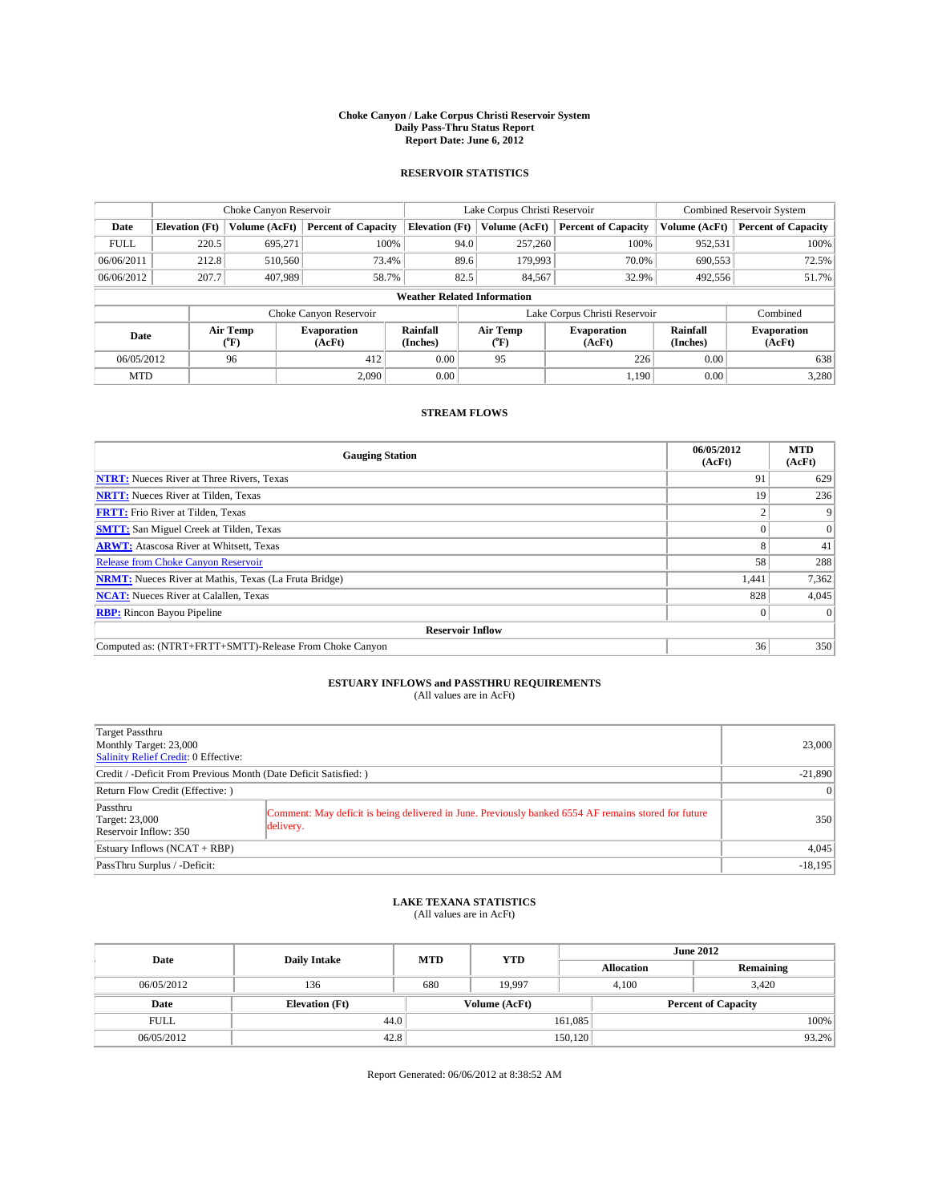# Choke Canyon / Lake Corpus Christi Reservoir System
## Daily Pass-Thru Status Report
### Report Date: June 6, 2012

## RESERVOIR STATISTICS

| | Choke Canyon Reservoir | | | Lake Corpus Christi Reservoir | | | Combined Reservoir System | |
|---|---|---|---|---|---|---|---|---|
| Date | Elevation (Ft) | Volume (AcFt) | Percent of Capacity | Elevation (Ft) | Volume (AcFt) | Percent of Capacity | Volume (AcFt) | Percent of Capacity |
| FULL | 220.5 | 695,271 | 100% | 94.0 | 257,260 | 100% | 952,531 | 100% |
| 06/06/2011 | 212.8 | 510,560 | 73.4% | 89.6 | 179,993 | 70.0% | 690,553 | 72.5% |
| 06/06/2012 | 207.7 | 407,989 | 58.7% | 82.5 | 84,567 | 32.9% | 492,556 | 51.7% |

**Weather Related Information**

| | Choke Canyon Reservoir | | | Lake Corpus Christi Reservoir | | | Combined |
|---|---|---|---|---|---|---|---|
| Date | Air Temp (°F) | Evaporation (AcFt) | Rainfall (Inches) | Air Temp (°F) | Evaporation (AcFt) | Rainfall (Inches) | Evaporation (AcFt) |
| 06/05/2012 | 96 | 412 | 0.00 | 95 | 226 | 0.00 | 638 |
| MTD | | 2,090 | 0.00 | | 1,190 | 0.00 | 3,280 |

## STREAM FLOWS

| Gauging Station | 06/05/2012 (AcFt) | MTD (AcFt) |
|---|---|---|
| NTRT: Nueces River at Three Rivers, Texas | 91 | 629 |
| NRTT: Nueces River at Tilden, Texas | 19 | 236 |
| FRTT: Frio River at Tilden, Texas | 2 | 9 |
| SMTT: San Miguel Creek at Tilden, Texas | 0 | 0 |
| ARWT: Atascosa River at Whitsett, Texas | 8 | 41 |
| Release from Choke Canyon Reservoir | 58 | 288 |
| NRMT: Nueces River at Mathis, Texas (La Fruta Bridge) | 1,441 | 7,362 |
| NCAT: Nueces River at Calallen, Texas | 828 | 4,045 |
| RBP: Rincon Bayou Pipeline | 0 | 0 |
| **Reservoir Inflow** | | |
| Computed as: (NTRT+FRTT+SMTT)-Release From Choke Canyon | 36 | 350 |

## ESTUARY INFLOWS and PASSTHRU REQUIREMENTS
(All values are in AcFt)

| | | |
|---|---|---|
| Target Passthru<br>Monthly Target: 23,000<br>Salinity Relief Credit: 0 Effective: | | 23,000 |
| Credit / -Deficit From Previous Month (Date Deficit Satisfied: ) | | -21,890 |
| Return Flow Credit (Effective: ) | | 0 |
| Passthru<br>Target: 23,000<br>Reservoir Inflow: 350 | Comment: May deficit is being delivered in June. Previously banked 6554 AF remains stored for future delivery. | 350 |
| Estuary Inflows (NCAT + RBP) | | 4,045 |
| PassThru Surplus / -Deficit: | | -18,195 |

## LAKE TEXANA STATISTICS
(All values are in AcFt)

| Date | Daily Intake | MTD | YTD | June 2012 Allocation | June 2012 Remaining |
|---|---|---|---|---|---|
| 06/05/2012 | 136 | 680 | 19,997 | 4,100 | 3,420 |

| Date | Elevation (Ft) | Volume (AcFt) | Percent of Capacity |
|---|---|---|---|
| FULL | 44.0 | 161,085 | 100% |
| 06/05/2012 | 42.8 | 150,120 | 93.2% |

Report Generated: 06/06/2012 at 8:38:52 AM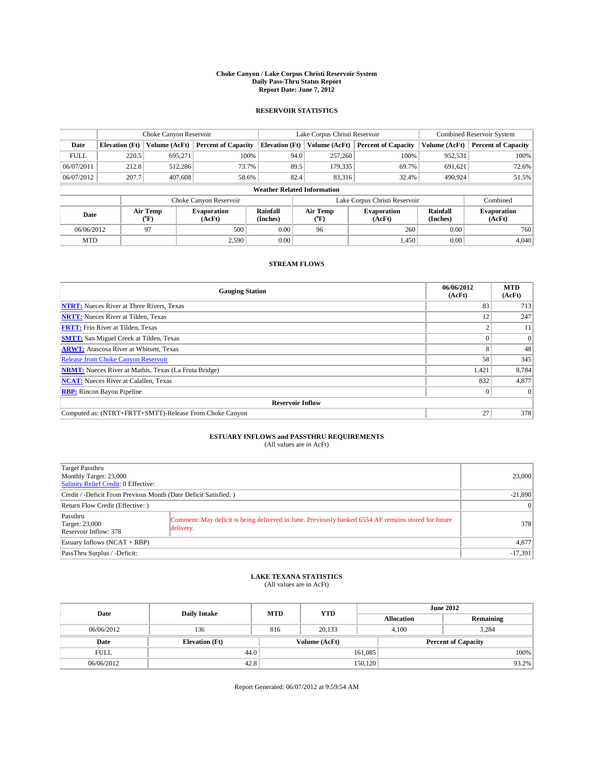**Choke Canyon / Lake Corpus Christi Reservoir System**
**Daily Pass-Thru Status Report**
**Report Date: June 7, 2012**

## RESERVOIR STATISTICS

| | Choke Canyon Reservoir | | | Lake Corpus Christi Reservoir | | | Combined Reservoir System | |
|---|---|---|---|---|---|---|---|---|
| **Date** | **Elevation (Ft)** | **Volume (AcFt)** | **Percent of Capacity** | **Elevation (Ft)** | **Volume (AcFt)** | **Percent of Capacity** | **Volume (AcFt)** | **Percent of Capacity** |
| FULL | 220.5 | 695,271 | 100% | 94.0 | 257,260 | 100% | 952,531 | 100% |
| 06/07/2011 | 212.8 | 512,286 | 73.7% | 89.5 | 179,335 | 69.7% | 691,621 | 72.6% |
| 06/07/2012 | 207.7 | 407,608 | 58.6% | 82.4 | 83,316 | 32.4% | 490,924 | 51.5% |

**Weather Related Information**

| | Choke Canyon Reservoir | | | Lake Corpus Christi Reservoir | | | Combined |
|---|---|---|---|---|---|---|---|
| **Date** | **Air Temp (°F)** | **Evaporation (AcFt)** | **Rainfall (Inches)** | **Air Temp (°F)** | **Evaporation (AcFt)** | **Rainfall (Inches)** | **Evaporation (AcFt)** |
| 06/06/2012 | 97 | 500 | 0.00 | 96 | 260 | 0.00 | 760 |
| MTD | | 2,590 | 0.00 | | 1,450 | 0.00 | 4,040 |

## STREAM FLOWS

| Gauging Station | 06/06/2012 (AcFt) | MTD (AcFt) |
|---|---|---|
| **NTRT:** Nueces River at Three Rivers, Texas | 83 | 713 |
| **NRTT:** Nueces River at Tilden, Texas | 12 | 247 |
| **FRTT:** Frio River at Tilden, Texas | 2 | 11 |
| **SMTT:** San Miguel Creek at Tilden, Texas | 0 | 0 |
| **ARWT:** Atascosa River at Whitsett, Texas | 8 | 48 |
| Release from Choke Canyon Reservoir | 58 | 345 |
| **NRMT:** Nueces River at Mathis, Texas (La Fruta Bridge) | 1,421 | 8,784 |
| **NCAT:** Nueces River at Calallen, Texas | 832 | 4,877 |
| **RBP:** Rincon Bayou Pipeline | 0 | 0 |
| **Reservoir Inflow** | | |
| Computed as: (NTRT+FRTT+SMTT)-Release From Choke Canyon | 27 | 378 |

## ESTUARY INFLOWS and PASSTHRU REQUIREMENTS

(All values are in AcFt)

| | | |
|---|---|---|
| Target Passthru<br>Monthly Target: 23,000<br>Salinity Relief Credit: 0 Effective: | | 23,000 |
| Credit / -Deficit From Previous Month (Date Deficit Satisfied: ) | | -21,890 |
| Return Flow Credit (Effective: ) | | 0 |
| Passthru<br>Target: 23,000<br>Reservoir Inflow: 378 | Comment: May deficit is being delivered in June. Previously banked 6554 AF remains stored for future delivery. | 378 |
| Estuary Inflows (NCAT + RBP) | | 4,877 |
| PassThru Surplus / -Deficit: | | -17,391 |

## LAKE TEXANA STATISTICS

(All values are in AcFt)

| Date | Daily Intake | MTD | YTD | June 2012 Allocation | June 2012 Remaining |
|---|---|---|---|---|---|
| 06/06/2012 | 136 | 816 | 20,133 | 4,100 | 3,284 |

| Date | Elevation (Ft) | Volume (AcFt) | Percent of Capacity |
|---|---|---|---|
| FULL | 44.0 | 161,085 | 100% |
| 06/06/2012 | 42.8 | 150,120 | 93.2% |

Report Generated: 06/07/2012 at 9:59:54 AM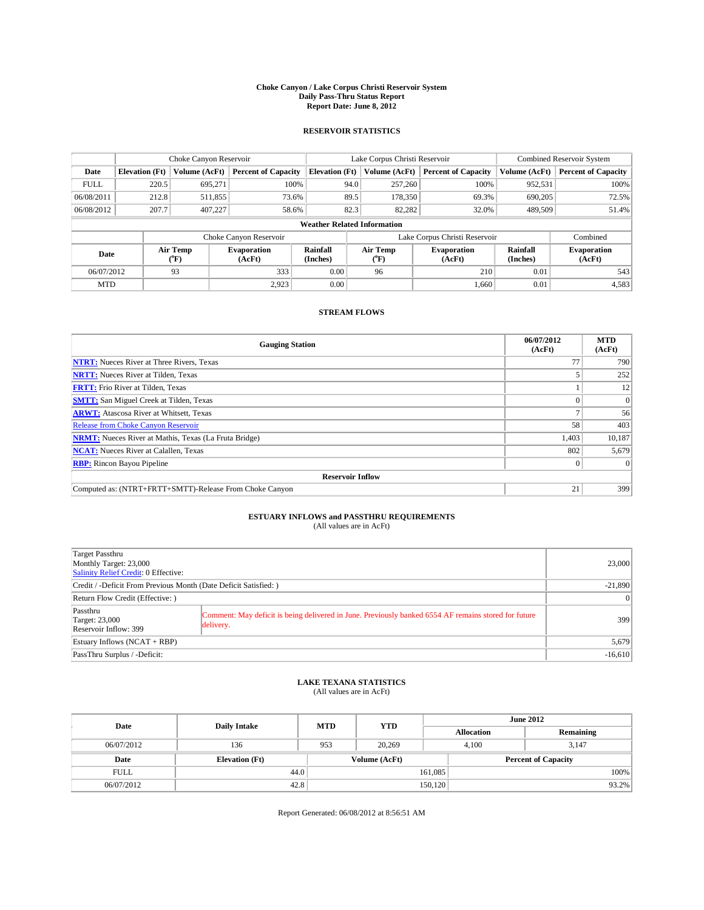# Choke Canyon / Lake Corpus Christi Reservoir System
## Daily Pass-Thru Status Report
## Report Date: June 8, 2012

### RESERVOIR STATISTICS

| | Choke Canyon Reservoir | | | Lake Corpus Christi Reservoir | | | Combined Reservoir System | |
|---|---|---|---|---|---|---|---|---|
| Date | Elevation (Ft) | Volume (AcFt) | Percent of Capacity | Elevation (Ft) | Volume (AcFt) | Percent of Capacity | Volume (AcFt) | Percent of Capacity |
| FULL | 220.5 | 695,271 | 100% | 94.0 | 257,260 | 100% | 952,531 | 100% |
| 06/08/2011 | 212.8 | 511,855 | 73.6% | 89.5 | 178,350 | 69.3% | 690,205 | 72.5% |
| 06/08/2012 | 207.7 | 407,227 | 58.6% | 82.3 | 82,282 | 32.0% | 489,509 | 51.4% |

**Weather Related Information**

| | Choke Canyon Reservoir | | | Lake Corpus Christi Reservoir | | | Combined |
|---|---|---|---|---|---|---|---|
| Date | Air Temp (°F) | Evaporation (AcFt) | Rainfall (Inches) | Air Temp (°F) | Evaporation (AcFt) | Rainfall (Inches) | Evaporation (AcFt) |
| 06/07/2012 | 93 | 333 | 0.00 | 96 | 210 | 0.01 | 543 |
| MTD | | 2,923 | 0.00 | | 1,660 | 0.01 | 4,583 |

### STREAM FLOWS

| Gauging Station | 06/07/2012 (AcFt) | MTD (AcFt) |
|---|---|---|
| NTRT: Nueces River at Three Rivers, Texas | 77 | 790 |
| NRTT: Nueces River at Tilden, Texas | 5 | 252 |
| FRTT: Frio River at Tilden, Texas | 1 | 12 |
| SMTT: San Miguel Creek at Tilden, Texas | 0 | 0 |
| ARWT: Atascosa River at Whitsett, Texas | 7 | 56 |
| Release from Choke Canyon Reservoir | 58 | 403 |
| NRMT: Nueces River at Mathis, Texas (La Fruta Bridge) | 1,403 | 10,187 |
| NCAT: Nueces River at Calallen, Texas | 802 | 5,679 |
| RBP: Rincon Bayou Pipeline | 0 | 0 |
| **Reservoir Inflow** | | |
| Computed as: (NTRT+FRTT+SMTT)-Release From Choke Canyon | 21 | 399 |

### ESTUARY INFLOWS and PASSTHRU REQUIREMENTS
(All values are in AcFt)

| | | |
|---|---|---|
| Target Passthru<br>Monthly Target: 23,000<br>Salinity Relief Credit: 0 Effective: | | 23,000 |
| Credit / -Deficit From Previous Month (Date Deficit Satisfied: ) | | -21,890 |
| Return Flow Credit (Effective: ) | | 0 |
| Passthru<br>Target: 23,000<br>Reservoir Inflow: 399 | Comment: May deficit is being delivered in June. Previously banked 6554 AF remains stored for future delivery. | 399 |
| Estuary Inflows (NCAT + RBP) | | 5,679 |
| PassThru Surplus / -Deficit: | | -16,610 |

### LAKE TEXANA STATISTICS
(All values are in AcFt)

| Date | Daily Intake | MTD | YTD | June 2012 Allocation | June 2012 Remaining |
|---|---|---|---|---|---|
| 06/07/2012 | 136 | 953 | 20,269 | 4,100 | 3,147 |

| Date | Elevation (Ft) | Volume (AcFt) | Percent of Capacity |
|---|---|---|---|
| FULL | 44.0 | 161,085 | 100% |
| 06/07/2012 | 42.8 | 150,120 | 93.2% |

Report Generated: 06/08/2012 at 8:56:51 AM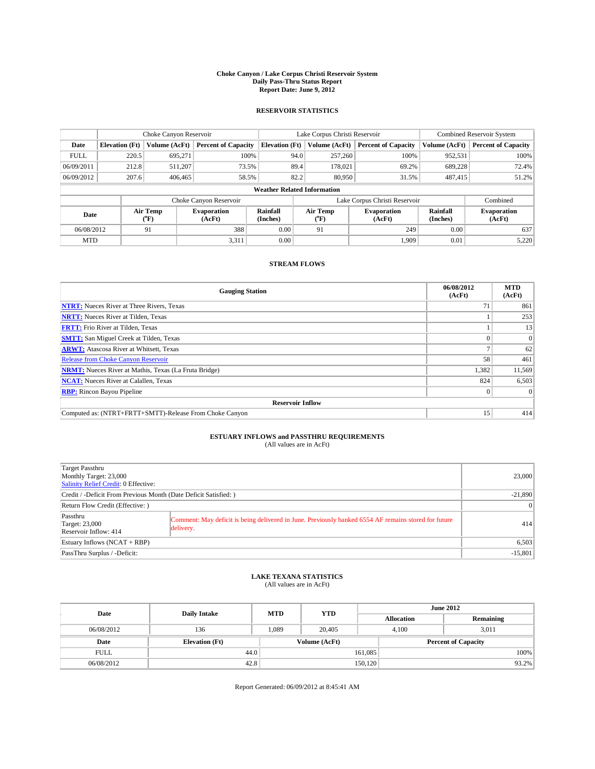# Choke Canyon / Lake Corpus Christi Reservoir System
## Daily Pass-Thru Status Report
## Report Date: June 9, 2012

### RESERVOIR STATISTICS

| | Choke Canyon Reservoir | | | Lake Corpus Christi Reservoir | | | Combined Reservoir System | |
|---|---|---|---|---|---|---|---|---|
| Date | Elevation (Ft) | Volume (AcFt) | Percent of Capacity | Elevation (Ft) | Volume (AcFt) | Percent of Capacity | Volume (AcFt) | Percent of Capacity |
| FULL | 220.5 | 695,271 | 100% | 94.0 | 257,260 | 100% | 952,531 | 100% |
| 06/09/2011 | 212.8 | 511,207 | 73.5% | 89.4 | 178,021 | 69.2% | 689,228 | 72.4% |
| 06/09/2012 | 207.6 | 406,465 | 58.5% | 82.2 | 80,950 | 31.5% | 487,415 | 51.2% |

**Weather Related Information**

| | Choke Canyon Reservoir | | | Lake Corpus Christi Reservoir | | | Combined |
|---|---|---|---|---|---|---|---|
| Date | Air Temp (°F) | Evaporation (AcFt) | Rainfall (Inches) | Air Temp (°F) | Evaporation (AcFt) | Rainfall (Inches) | Evaporation (AcFt) |
| 06/08/2012 | 91 | 388 | 0.00 | 91 | 249 | 0.00 | 637 |
| MTD | | 3,311 | 0.00 | | 1,909 | 0.01 | 5,220 |

### STREAM FLOWS

| Gauging Station | 06/08/2012 (AcFt) | MTD (AcFt) |
|---|---|---|
| NTRT: Nueces River at Three Rivers, Texas | 71 | 861 |
| NRTT: Nueces River at Tilden, Texas | 1 | 253 |
| FRTT: Frio River at Tilden, Texas | 1 | 13 |
| SMTT: San Miguel Creek at Tilden, Texas | 0 | 0 |
| ARWT: Atascosa River at Whitsett, Texas | 7 | 62 |
| Release from Choke Canyon Reservoir | 58 | 461 |
| NRMT: Nueces River at Mathis, Texas (La Fruta Bridge) | 1,382 | 11,569 |
| NCAT: Nueces River at Calallen, Texas | 824 | 6,503 |
| RBP: Rincon Bayou Pipeline | 0 | 0 |
| **Reservoir Inflow** | | |
| Computed as: (NTRT+FRTT+SMTT)-Release From Choke Canyon | 15 | 414 |

### ESTUARY INFLOWS and PASSTHRU REQUIREMENTS
(All values are in AcFt)

| | | |
|---|---|---|
| Target Passthru<br>Monthly Target: 23,000<br>Salinity Relief Credit: 0 Effective: | | 23,000 |
| Credit / -Deficit From Previous Month (Date Deficit Satisfied: ) | | -21,890 |
| Return Flow Credit (Effective: ) | | 0 |
| Passthru<br>Target: 23,000<br>Reservoir Inflow: 414 | Comment: May deficit is being delivered in June. Previously banked 6554 AF remains stored for future delivery. | 414 |
| Estuary Inflows (NCAT + RBP) | | 6,503 |
| PassThru Surplus / -Deficit: | | -15,801 |

### LAKE TEXANA STATISTICS
(All values are in AcFt)

| Date | Daily Intake | MTD | YTD | June 2012 Allocation | June 2012 Remaining |
|---|---|---|---|---|---|
| 06/08/2012 | 136 | 1,089 | 20,405 | 4,100 | 3,011 |

| Date | Elevation (Ft) | Volume (AcFt) | Percent of Capacity |
|---|---|---|---|
| FULL | 44.0 | 161,085 | 100% |
| 06/08/2012 | 42.8 | 150,120 | 93.2% |

Report Generated: 06/09/2012 at 8:45:41 AM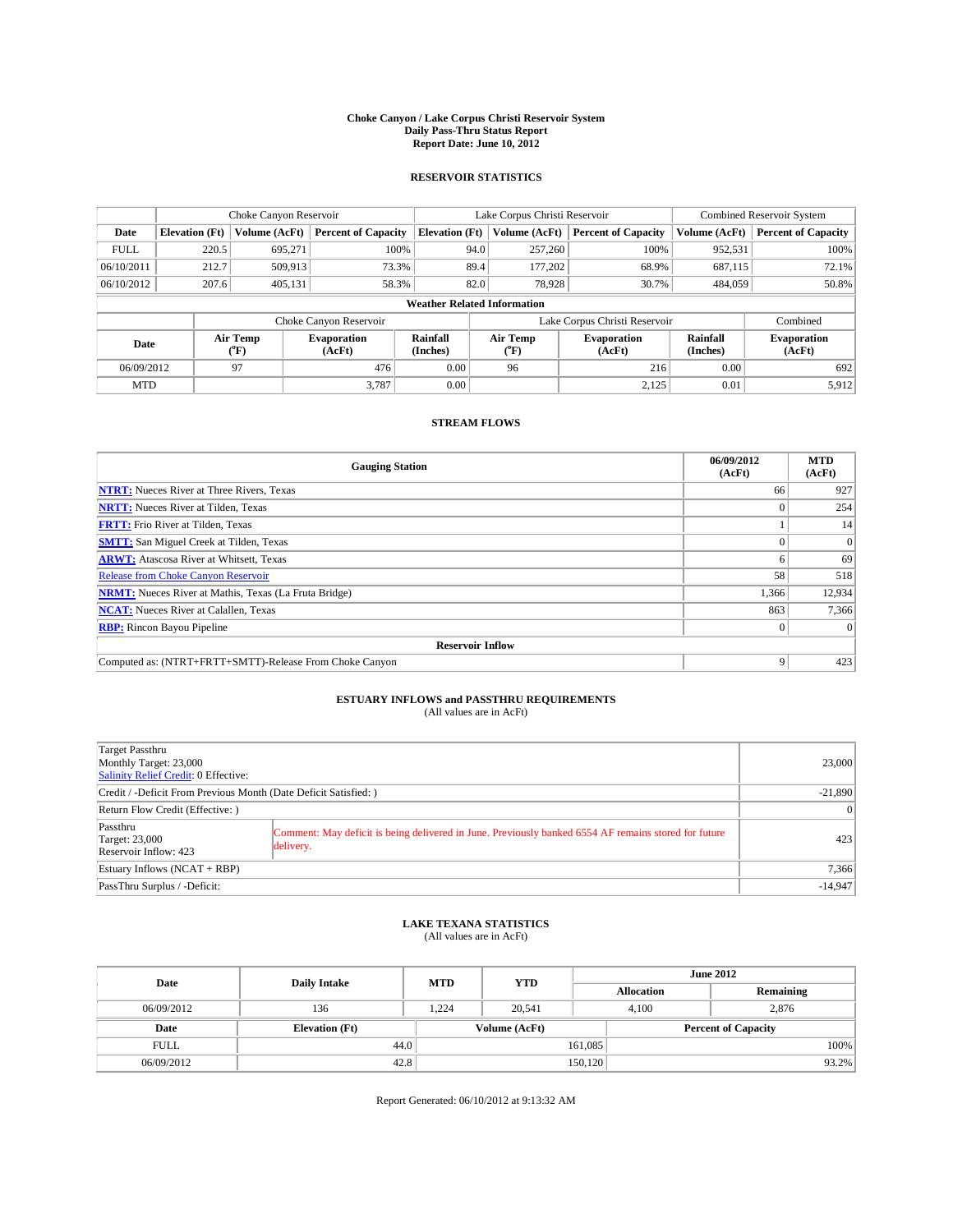# Choke Canyon / Lake Corpus Christi Reservoir System
## Daily Pass-Thru Status Report
### Report Date: June 10, 2012

## RESERVOIR STATISTICS

| | Choke Canyon Reservoir | | | Lake Corpus Christi Reservoir | | | Combined Reservoir System | |
|---|---|---|---|---|---|---|---|---|
| Date | Elevation (Ft) | Volume (AcFt) | Percent of Capacity | Elevation (Ft) | Volume (AcFt) | Percent of Capacity | Volume (AcFt) | Percent of Capacity |
| FULL | 220.5 | 695,271 | 100% | 94.0 | 257,260 | 100% | 952,531 | 100% |
| 06/10/2011 | 212.7 | 509,913 | 73.3% | 89.4 | 177,202 | 68.9% | 687,115 | 72.1% |
| 06/10/2012 | 207.6 | 405,131 | 58.3% | 82.0 | 78,928 | 30.7% | 484,059 | 50.8% |

**Weather Related Information**

| | Choke Canyon Reservoir | | | Lake Corpus Christi Reservoir | | | Combined |
|---|---|---|---|---|---|---|---|
| Date | Air Temp (°F) | Evaporation (AcFt) | Rainfall (Inches) | Air Temp (°F) | Evaporation (AcFt) | Rainfall (Inches) | Evaporation (AcFt) |
| 06/09/2012 | 97 | 476 | 0.00 | 96 | 216 | 0.00 | 692 |
| MTD | | 3,787 | 0.00 | | 2,125 | 0.01 | 5,912 |

## STREAM FLOWS

| Gauging Station | 06/09/2012 (AcFt) | MTD (AcFt) |
|---|---|---|
| NTRT: Nueces River at Three Rivers, Texas | 66 | 927 |
| NRTT: Nueces River at Tilden, Texas | 0 | 254 |
| FRTT: Frio River at Tilden, Texas | 1 | 14 |
| SMTT: San Miguel Creek at Tilden, Texas | 0 | 0 |
| ARWT: Atascosa River at Whitsett, Texas | 6 | 69 |
| Release from Choke Canyon Reservoir | 58 | 518 |
| NRMT: Nueces River at Mathis, Texas (La Fruta Bridge) | 1,366 | 12,934 |
| NCAT: Nueces River at Calallen, Texas | 863 | 7,366 |
| RBP: Rincon Bayou Pipeline | 0 | 0 |
| **Reservoir Inflow** | | |
| Computed as: (NTRT+FRTT+SMTT)-Release From Choke Canyon | 9 | 423 |

## ESTUARY INFLOWS and PASSTHRU REQUIREMENTS
(All values are in AcFt)

| | | |
|---|---|---|
| Target Passthru<br>Monthly Target: 23,000<br>Salinity Relief Credit: 0 Effective: | | 23,000 |
| Credit / -Deficit From Previous Month (Date Deficit Satisfied: ) | | -21,890 |
| Return Flow Credit (Effective: ) | | 0 |
| Passthru<br>Target: 23,000<br>Reservoir Inflow: 423 | Comment: May deficit is being delivered in June. Previously banked 6554 AF remains stored for future delivery. | 423 |
| Estuary Inflows (NCAT + RBP) | | 7,366 |
| PassThru Surplus / -Deficit: | | -14,947 |

## LAKE TEXANA STATISTICS
(All values are in AcFt)

| Date | Daily Intake | MTD | YTD | June 2012 Allocation | June 2012 Remaining |
|---|---|---|---|---|---|
| 06/09/2012 | 136 | 1,224 | 20,541 | 4,100 | 2,876 |

| Date | Elevation (Ft) | Volume (AcFt) | Percent of Capacity |
|---|---|---|---|
| FULL | 44.0 | 161,085 | 100% |
| 06/09/2012 | 42.8 | 150,120 | 93.2% |

Report Generated: 06/10/2012 at 9:13:32 AM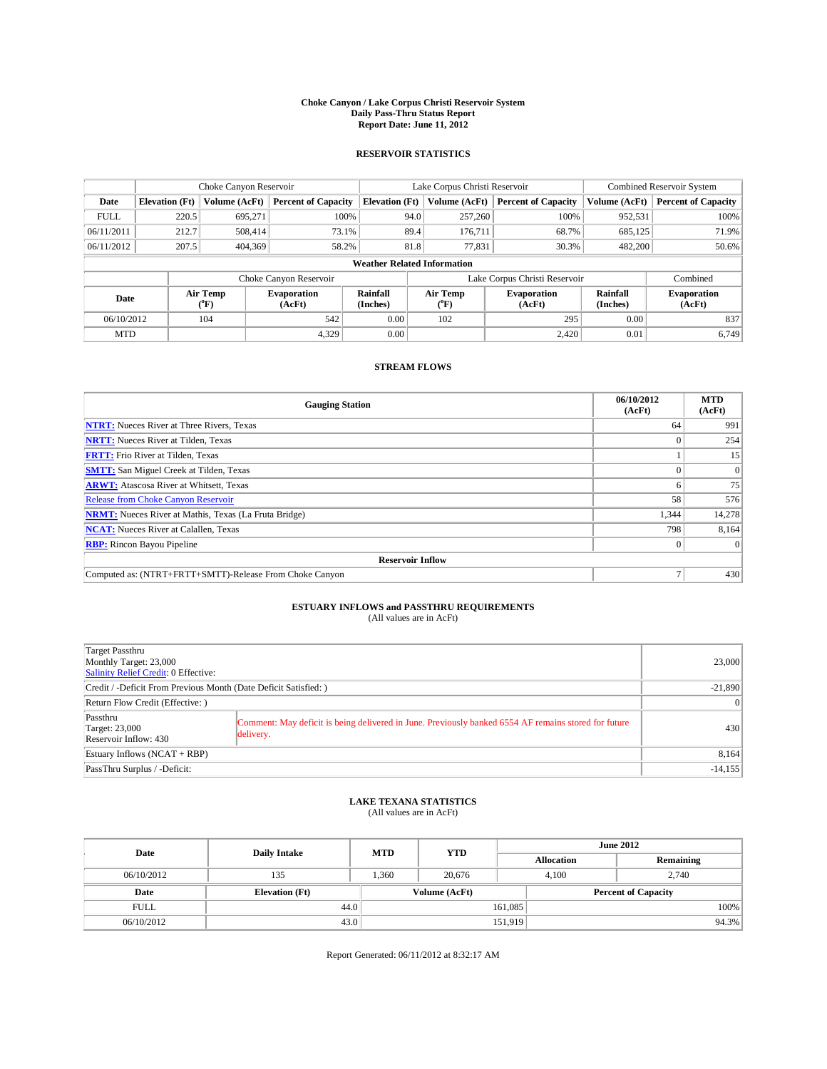# Choke Canyon / Lake Corpus Christi Reservoir System
## Daily Pass-Thru Status Report
## Report Date: June 11, 2012

### RESERVOIR STATISTICS

| | Choke Canyon Reservoir | | | Lake Corpus Christi Reservoir | | | Combined Reservoir System | |
|---|---|---|---|---|---|---|---|---|
| Date | Elevation (Ft) | Volume (AcFt) | Percent of Capacity | Elevation (Ft) | Volume (AcFt) | Percent of Capacity | Volume (AcFt) | Percent of Capacity |
| FULL | 220.5 | 695,271 | 100% | 94.0 | 257,260 | 100% | 952,531 | 100% |
| 06/11/2011 | 212.7 | 508,414 | 73.1% | 89.4 | 176,711 | 68.7% | 685,125 | 71.9% |
| 06/11/2012 | 207.5 | 404,369 | 58.2% | 81.8 | 77,831 | 30.3% | 482,200 | 50.6% |

**Weather Related Information**

| | Choke Canyon Reservoir | | | Lake Corpus Christi Reservoir | | | Combined |
|---|---|---|---|---|---|---|---|
| Date | Air Temp (°F) | Evaporation (AcFt) | Rainfall (Inches) | Air Temp (°F) | Evaporation (AcFt) | Rainfall (Inches) | Evaporation (AcFt) |
| 06/10/2012 | 104 | 542 | 0.00 | 102 | 295 | 0.00 | 837 |
| MTD | | 4,329 | 0.00 | | 2,420 | 0.01 | 6,749 |

### STREAM FLOWS

| Gauging Station | 06/10/2012 (AcFt) | MTD (AcFt) |
|---|---|---|
| NTRT: Nueces River at Three Rivers, Texas | 64 | 991 |
| NRTT: Nueces River at Tilden, Texas | 0 | 254 |
| FRTT: Frio River at Tilden, Texas | 1 | 15 |
| SMTT: San Miguel Creek at Tilden, Texas | 0 | 0 |
| ARWT: Atascosa River at Whitsett, Texas | 6 | 75 |
| Release from Choke Canyon Reservoir | 58 | 576 |
| NRMT: Nueces River at Mathis, Texas (La Fruta Bridge) | 1,344 | 14,278 |
| NCAT: Nueces River at Calallen, Texas | 798 | 8,164 |
| RBP: Rincon Bayou Pipeline | 0 | 0 |
| **Reservoir Inflow** | | |
| Computed as: (NTRT+FRTT+SMTT)-Release From Choke Canyon | 7 | 430 |

### ESTUARY INFLOWS and PASSTHRU REQUIREMENTS
(All values are in AcFt)

| | | |
|---|---|---|
| Target Passthru<br>Monthly Target: 23,000<br>Salinity Relief Credit: 0 Effective: | | 23,000 |
| Credit / -Deficit From Previous Month (Date Deficit Satisfied: ) | | -21,890 |
| Return Flow Credit (Effective: ) | | 0 |
| Passthru<br>Target: 23,000<br>Reservoir Inflow: 430 | Comment: May deficit is being delivered in June. Previously banked 6554 AF remains stored for future delivery. | 430 |
| Estuary Inflows (NCAT + RBP) | | 8,164 |
| PassThru Surplus / -Deficit: | | -14,155 |

### LAKE TEXANA STATISTICS
(All values are in AcFt)

| Date | Daily Intake | MTD | YTD | June 2012 Allocation | June 2012 Remaining |
|---|---|---|---|---|---|
| 06/10/2012 | 135 | 1,360 | 20,676 | 4,100 | 2,740 |

| Date | Elevation (Ft) | Volume (AcFt) | Percent of Capacity |
|---|---|---|---|
| FULL | 44.0 | 161,085 | 100% |
| 06/10/2012 | 43.0 | 151,919 | 94.3% |

Report Generated: 06/11/2012 at 8:32:17 AM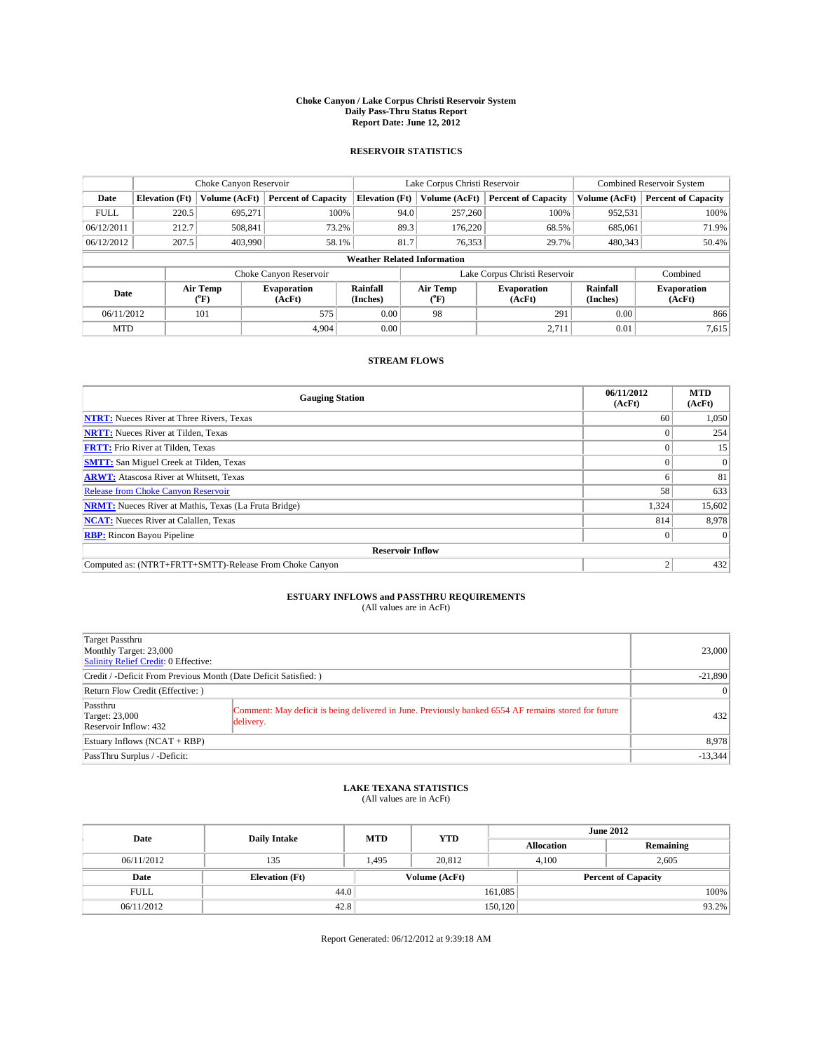# Choke Canyon / Lake Corpus Christi Reservoir System
## Daily Pass-Thru Status Report
## Report Date: June 12, 2012

### RESERVOIR STATISTICS

| | Choke Canyon Reservoir | | | Lake Corpus Christi Reservoir | | | Combined Reservoir System | |
|---|---|---|---|---|---|---|---|---|
| Date | Elevation (Ft) | Volume (AcFt) | Percent of Capacity | Elevation (Ft) | Volume (AcFt) | Percent of Capacity | Volume (AcFt) | Percent of Capacity |
| FULL | 220.5 | 695,271 | 100% | 94.0 | 257,260 | 100% | 952,531 | 100% |
| 06/12/2011 | 212.7 | 508,841 | 73.2% | 89.3 | 176,220 | 68.5% | 685,061 | 71.9% |
| 06/12/2012 | 207.5 | 403,990 | 58.1% | 81.7 | 76,353 | 29.7% | 480,343 | 50.4% |

**Weather Related Information**

| | Choke Canyon Reservoir | | | Lake Corpus Christi Reservoir | | | Combined |
|---|---|---|---|---|---|---|---|
| Date | Air Temp (°F) | Evaporation (AcFt) | Rainfall (Inches) | Air Temp (°F) | Evaporation (AcFt) | Rainfall (Inches) | Evaporation (AcFt) |
| 06/11/2012 | 101 | 575 | 0.00 | 98 | 291 | 0.00 | 866 |
| MTD | | 4,904 | 0.00 | | 2,711 | 0.01 | 7,615 |

### STREAM FLOWS

| Gauging Station | 06/11/2012 (AcFt) | MTD (AcFt) |
|---|---|---|
| NTRT: Nueces River at Three Rivers, Texas | 60 | 1,050 |
| NRTT: Nueces River at Tilden, Texas | 0 | 254 |
| FRTT: Frio River at Tilden, Texas | 0 | 15 |
| SMTT: San Miguel Creek at Tilden, Texas | 0 | 0 |
| ARWT: Atascosa River at Whitsett, Texas | 6 | 81 |
| Release from Choke Canyon Reservoir | 58 | 633 |
| NRMT: Nueces River at Mathis, Texas (La Fruta Bridge) | 1,324 | 15,602 |
| NCAT: Nueces River at Calallen, Texas | 814 | 8,978 |
| RBP: Rincon Bayou Pipeline | 0 | 0 |
| **Reservoir Inflow** | | |
| Computed as: (NTRT+FRTT+SMTT)-Release From Choke Canyon | 2 | 432 |

### ESTUARY INFLOWS and PASSTHRU REQUIREMENTS
(All values are in AcFt)

| | | |
|---|---|---|
| Target Passthru<br>Monthly Target: 23,000<br>Salinity Relief Credit: 0 Effective: | | 23,000 |
| Credit / -Deficit From Previous Month (Date Deficit Satisfied: ) | | -21,890 |
| Return Flow Credit (Effective: ) | | 0 |
| Passthru<br>Target: 23,000<br>Reservoir Inflow: 432 | Comment: May deficit is being delivered in June. Previously banked 6554 AF remains stored for future delivery. | 432 |
| Estuary Inflows (NCAT + RBP) | | 8,978 |
| PassThru Surplus / -Deficit: | | -13,344 |

### LAKE TEXANA STATISTICS
(All values are in AcFt)

| Date | Daily Intake | MTD | YTD | June 2012 Allocation | June 2012 Remaining |
|---|---|---|---|---|---|
| 06/11/2012 | 135 | 1,495 | 20,812 | 4,100 | 2,605 |

| Date | Elevation (Ft) | Volume (AcFt) | Percent of Capacity |
|---|---|---|---|
| FULL | 44.0 | 161,085 | 100% |
| 06/11/2012 | 42.8 | 150,120 | 93.2% |

Report Generated: 06/12/2012 at 9:39:18 AM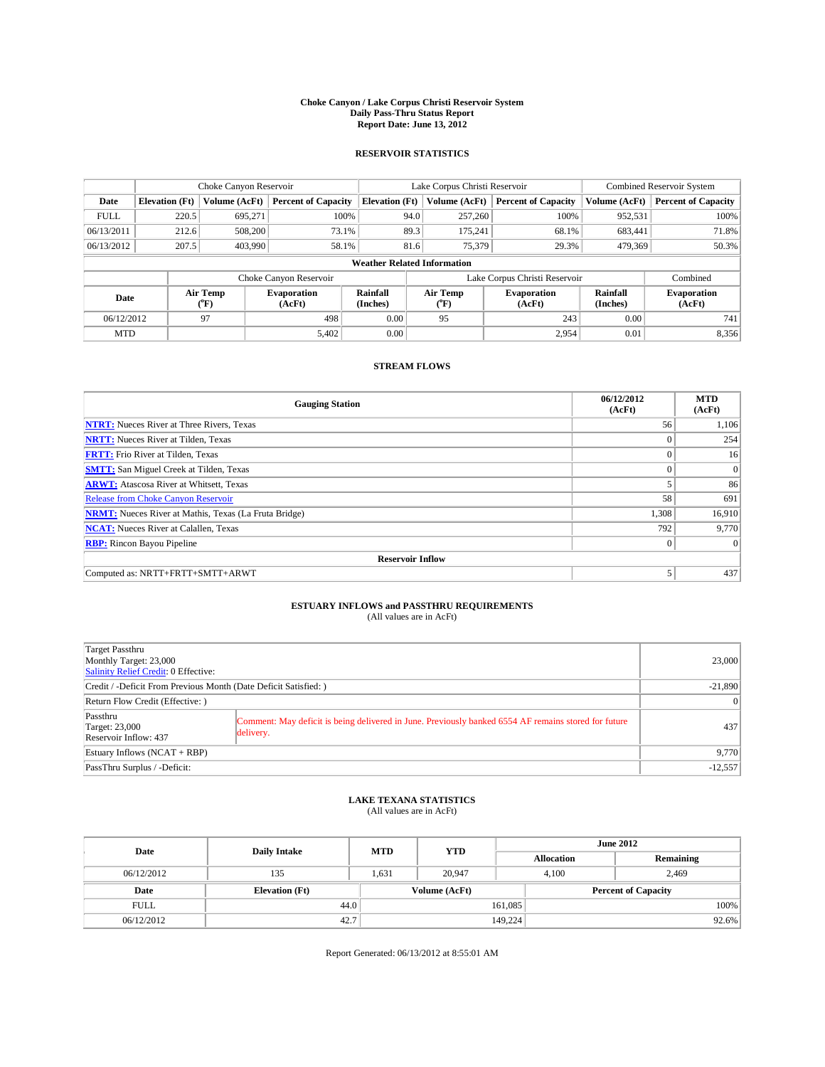# Choke Canyon / Lake Corpus Christi Reservoir System
## Daily Pass-Thru Status Report
## Report Date: June 13, 2012

## RESERVOIR STATISTICS

| | Choke Canyon Reservoir | | | Lake Corpus Christi Reservoir | | | Combined Reservoir System | |
|---|---|---|---|---|---|---|---|---|
| Date | Elevation (Ft) | Volume (AcFt) | Percent of Capacity | Elevation (Ft) | Volume (AcFt) | Percent of Capacity | Volume (AcFt) | Percent of Capacity |
| FULL | 220.5 | 695,271 | 100% | 94.0 | 257,260 | 100% | 952,531 | 100% |
| 06/13/2011 | 212.6 | 508,200 | 73.1% | 89.3 | 175,241 | 68.1% | 683,441 | 71.8% |
| 06/13/2012 | 207.5 | 403,990 | 58.1% | 81.6 | 75,379 | 29.3% | 479,369 | 50.3% |

**Weather Related Information**

| | Choke Canyon Reservoir | | | Lake Corpus Christi Reservoir | | | Combined |
|---|---|---|---|---|---|---|---|
| Date | Air Temp (°F) | Evaporation (AcFt) | Rainfall (Inches) | Air Temp (°F) | Evaporation (AcFt) | Rainfall (Inches) | Evaporation (AcFt) |
| 06/12/2012 | 97 | 498 | 0.00 | 95 | 243 | 0.00 | 741 |
| MTD | | 5,402 | 0.00 | | 2,954 | 0.01 | 8,356 |

## STREAM FLOWS

| Gauging Station | 06/12/2012 (AcFt) | MTD (AcFt) |
|---|---|---|
| NTRT: Nueces River at Three Rivers, Texas | 56 | 1,106 |
| NRTT: Nueces River at Tilden, Texas | 0 | 254 |
| FRTT: Frio River at Tilden, Texas | 0 | 16 |
| SMTT: San Miguel Creek at Tilden, Texas | 0 | 0 |
| ARWT: Atascosa River at Whitsett, Texas | 5 | 86 |
| Release from Choke Canyon Reservoir | 58 | 691 |
| NRMT: Nueces River at Mathis, Texas (La Fruta Bridge) | 1,308 | 16,910 |
| NCAT: Nueces River at Calallen, Texas | 792 | 9,770 |
| RBP: Rincon Bayou Pipeline | 0 | 0 |
| **Reservoir Inflow** | | |
| Computed as: NRTT+FRTT+SMTT+ARWT | 5 | 437 |

## ESTUARY INFLOWS and PASSTHRU REQUIREMENTS
(All values are in AcFt)

| | | |
|---|---|---|
| Target Passthru<br>Monthly Target: 23,000<br>Salinity Relief Credit: 0 Effective: | | 23,000 |
| Credit / -Deficit From Previous Month (Date Deficit Satisfied: ) | | -21,890 |
| Return Flow Credit (Effective: ) | | 0 |
| Passthru<br>Target: 23,000<br>Reservoir Inflow: 437 | Comment: May deficit is being delivered in June. Previously banked 6554 AF remains stored for future delivery. | 437 |
| Estuary Inflows (NCAT + RBP) | | 9,770 |
| PassThru Surplus / -Deficit: | | -12,557 |

## LAKE TEXANA STATISTICS
(All values are in AcFt)

| Date | Daily Intake | MTD | YTD | June 2012 Allocation | June 2012 Remaining |
|---|---|---|---|---|---|
| 06/12/2012 | 135 | 1,631 | 20,947 | 4,100 | 2,469 |

| Date | Elevation (Ft) | Volume (AcFt) | Percent of Capacity |
|---|---|---|---|
| FULL | 44.0 | 161,085 | 100% |
| 06/12/2012 | 42.7 | 149,224 | 92.6% |

Report Generated: 06/13/2012 at 8:55:01 AM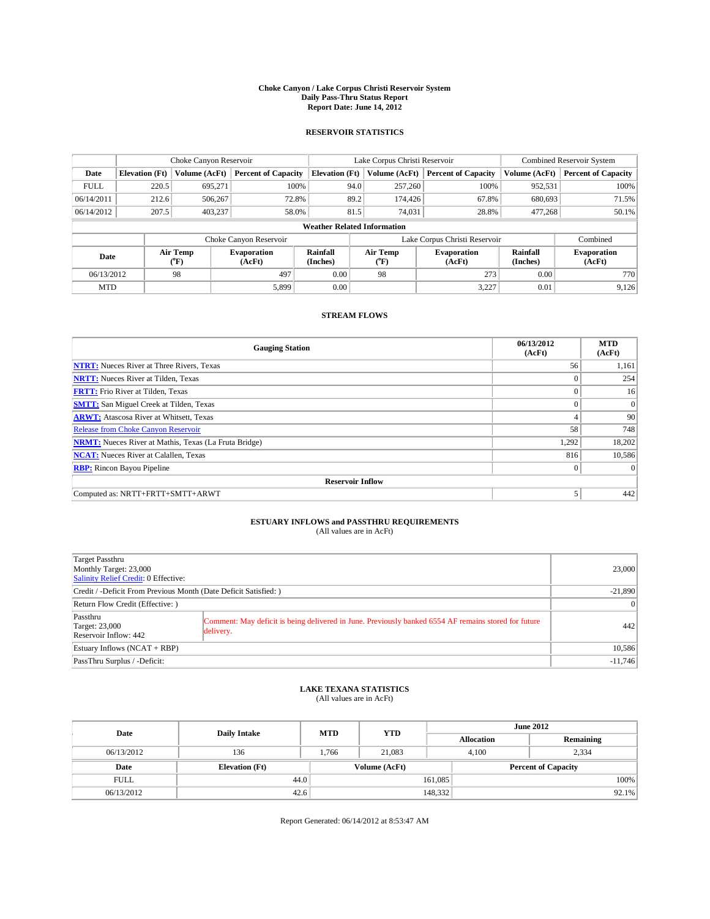# Choke Canyon / Lake Corpus Christi Reservoir System
## Daily Pass-Thru Status Report
## Report Date: June 14, 2012

### RESERVOIR STATISTICS

| | Choke Canyon Reservoir | | | Lake Corpus Christi Reservoir | | | Combined Reservoir System | |
|---|---|---|---|---|---|---|---|---|
| Date | Elevation (Ft) | Volume (AcFt) | Percent of Capacity | Elevation (Ft) | Volume (AcFt) | Percent of Capacity | Volume (AcFt) | Percent of Capacity |
| FULL | 220.5 | 695,271 | 100% | 94.0 | 257,260 | 100% | 952,531 | 100% |
| 06/14/2011 | 212.6 | 506,267 | 72.8% | 89.2 | 174,426 | 67.8% | 680,693 | 71.5% |
| 06/14/2012 | 207.5 | 403,237 | 58.0% | 81.5 | 74,031 | 28.8% | 477,268 | 50.1% |

**Weather Related Information**

| | Choke Canyon Reservoir | | | Lake Corpus Christi Reservoir | | | Combined |
|---|---|---|---|---|---|---|---|
| Date | Air Temp (°F) | Evaporation (AcFt) | Rainfall (Inches) | Air Temp (°F) | Evaporation (AcFt) | Rainfall (Inches) | Evaporation (AcFt) |
| 06/13/2012 | 98 | 497 | 0.00 | 98 | 273 | 0.00 | 770 |
| MTD | | 5,899 | 0.00 | | 3,227 | 0.01 | 9,126 |

### STREAM FLOWS

| Gauging Station | 06/13/2012 (AcFt) | MTD (AcFt) |
|---|---|---|
| NTRT: Nueces River at Three Rivers, Texas | 56 | 1,161 |
| NRTT: Nueces River at Tilden, Texas | 0 | 254 |
| FRTT: Frio River at Tilden, Texas | 0 | 16 |
| SMTT: San Miguel Creek at Tilden, Texas | 0 | 0 |
| ARWT: Atascosa River at Whitsett, Texas | 4 | 90 |
| Release from Choke Canyon Reservoir | 58 | 748 |
| NRMT: Nueces River at Mathis, Texas (La Fruta Bridge) | 1,292 | 18,202 |
| NCAT: Nueces River at Calallen, Texas | 816 | 10,586 |
| RBP: Rincon Bayou Pipeline | 0 | 0 |
| **Reservoir Inflow** | | |
| Computed as: NRTT+FRTT+SMTT+ARWT | 5 | 442 |

### ESTUARY INFLOWS and PASSTHRU REQUIREMENTS
(All values are in AcFt)

| | | |
|---|---|---|
| Target Passthru<br>Monthly Target: 23,000<br>Salinity Relief Credit: 0 Effective: | | 23,000 |
| Credit / -Deficit From Previous Month (Date Deficit Satisfied: ) | | -21,890 |
| Return Flow Credit (Effective: ) | | 0 |
| Passthru<br>Target: 23,000<br>Reservoir Inflow: 442 | Comment: May deficit is being delivered in June. Previously banked 6554 AF remains stored for future delivery. | 442 |
| Estuary Inflows (NCAT + RBP) | | 10,586 |
| PassThru Surplus / -Deficit: | | -11,746 |

### LAKE TEXANA STATISTICS
(All values are in AcFt)

| Date | Daily Intake | MTD | YTD | June 2012 Allocation | June 2012 Remaining |
|---|---|---|---|---|---|
| 06/13/2012 | 136 | 1,766 | 21,083 | 4,100 | 2,334 |

| Date | Elevation (Ft) | Volume (AcFt) | Percent of Capacity |
|---|---|---|---|
| FULL | 44.0 | 161,085 | 100% |
| 06/13/2012 | 42.6 | 148,332 | 92.1% |

Report Generated: 06/14/2012 at 8:53:47 AM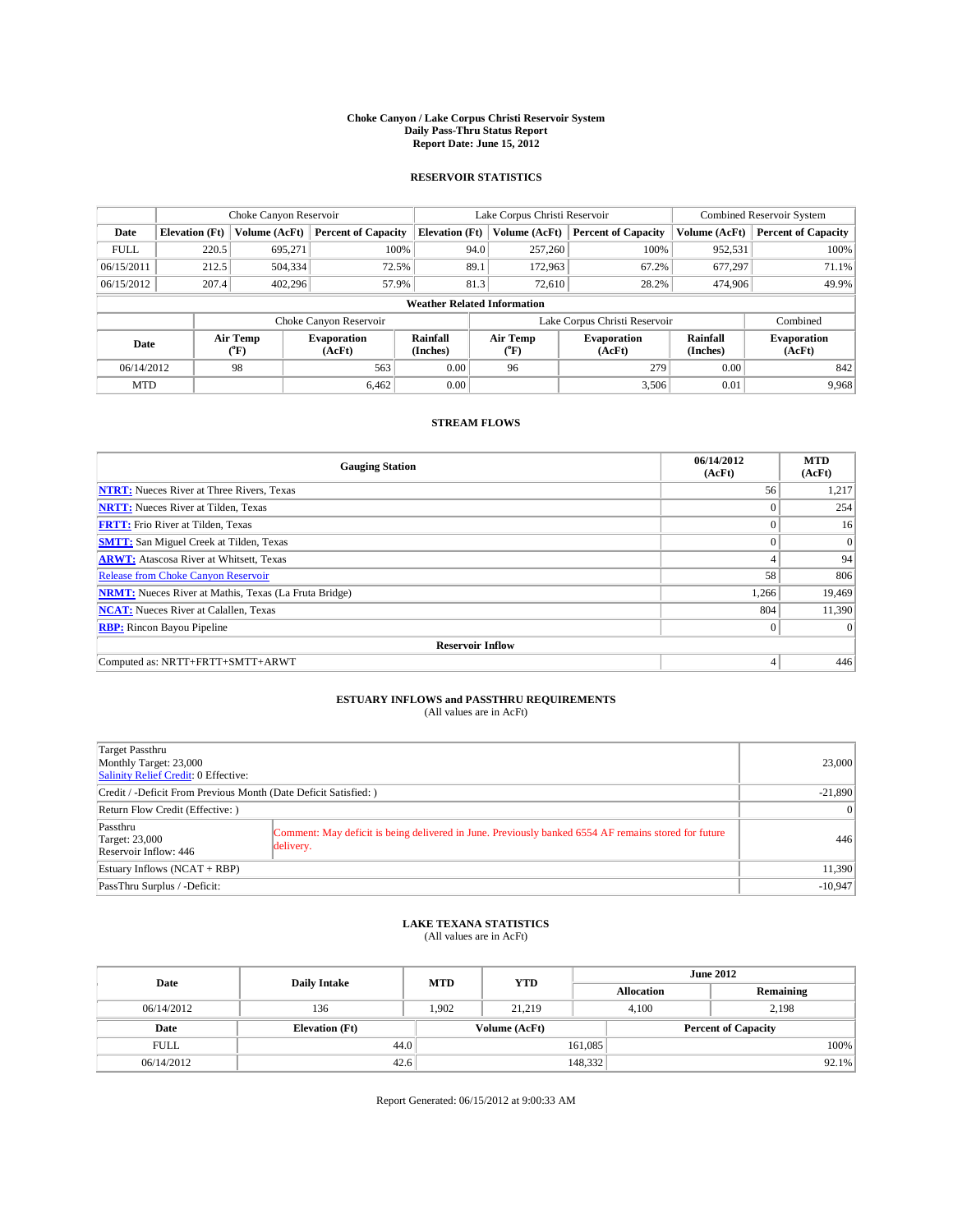# Choke Canyon / Lake Corpus Christi Reservoir System
## Daily Pass-Thru Status Report
## Report Date: June 15, 2012

### RESERVOIR STATISTICS

| | Choke Canyon Reservoir | | | Lake Corpus Christi Reservoir | | | Combined Reservoir System | |
|---|---|---|---|---|---|---|---|---|
| Date | Elevation (Ft) | Volume (AcFt) | Percent of Capacity | Elevation (Ft) | Volume (AcFt) | Percent of Capacity | Volume (AcFt) | Percent of Capacity |
| FULL | 220.5 | 695,271 | 100% | 94.0 | 257,260 | 100% | 952,531 | 100% |
| 06/15/2011 | 212.5 | 504,334 | 72.5% | 89.1 | 172,963 | 67.2% | 677,297 | 71.1% |
| 06/15/2012 | 207.4 | 402,296 | 57.9% | 81.3 | 72,610 | 28.2% | 474,906 | 49.9% |

**Weather Related Information**

| | Choke Canyon Reservoir | | | Lake Corpus Christi Reservoir | | | Combined |
|---|---|---|---|---|---|---|---|
| Date | Air Temp (°F) | Evaporation (AcFt) | Rainfall (Inches) | Air Temp (°F) | Evaporation (AcFt) | Rainfall (Inches) | Evaporation (AcFt) |
| 06/14/2012 | 98 | 563 | 0.00 | 96 | 279 | 0.00 | 842 |
| MTD | | 6,462 | 0.00 | | 3,506 | 0.01 | 9,968 |

### STREAM FLOWS

| Gauging Station | 06/14/2012 (AcFt) | MTD (AcFt) |
|---|---|---|
| NTRT: Nueces River at Three Rivers, Texas | 56 | 1,217 |
| NRTT: Nueces River at Tilden, Texas | 0 | 254 |
| FRTT: Frio River at Tilden, Texas | 0 | 16 |
| SMTT: San Miguel Creek at Tilden, Texas | 0 | 0 |
| ARWT: Atascosa River at Whitsett, Texas | 4 | 94 |
| Release from Choke Canyon Reservoir | 58 | 806 |
| NRMT: Nueces River at Mathis, Texas (La Fruta Bridge) | 1,266 | 19,469 |
| NCAT: Nueces River at Calallen, Texas | 804 | 11,390 |
| RBP: Rincon Bayou Pipeline | 0 | 0 |
| **Reservoir Inflow** | | |
| Computed as: NRTT+FRTT+SMTT+ARWT | 4 | 446 |

### ESTUARY INFLOWS and PASSTHRU REQUIREMENTS
(All values are in AcFt)

| | | |
|---|---|---|
| Target Passthru<br>Monthly Target: 23,000<br>Salinity Relief Credit: 0 Effective: | | 23,000 |
| Credit / -Deficit From Previous Month (Date Deficit Satisfied: ) | | -21,890 |
| Return Flow Credit (Effective: ) | | 0 |
| Passthru<br>Target: 23,000<br>Reservoir Inflow: 446 | Comment: May deficit is being delivered in June. Previously banked 6554 AF remains stored for future delivery. | 446 |
| Estuary Inflows (NCAT + RBP) | | 11,390 |
| PassThru Surplus / -Deficit: | | -10,947 |

### LAKE TEXANA STATISTICS
(All values are in AcFt)

| Date | Daily Intake | MTD | YTD | June 2012 Allocation | June 2012 Remaining |
|---|---|---|---|---|---|
| 06/14/2012 | 136 | 1,902 | 21,219 | 4,100 | 2,198 |

| Date | Elevation (Ft) | Volume (AcFt) | Percent of Capacity |
|---|---|---|---|
| FULL | 44.0 | 161,085 | 100% |
| 06/14/2012 | 42.6 | 148,332 | 92.1% |

Report Generated: 06/15/2012 at 9:00:33 AM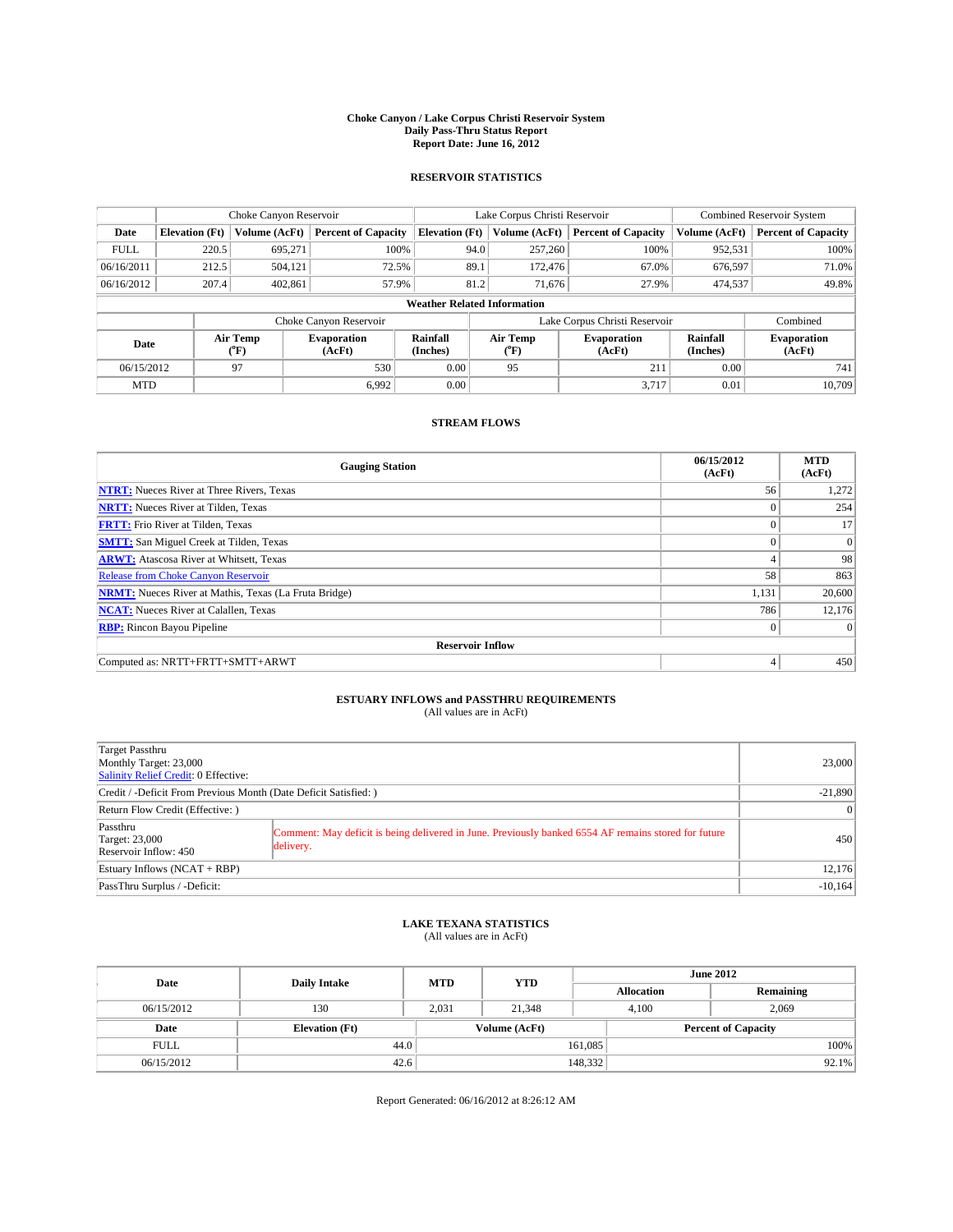**Choke Canyon / Lake Corpus Christi Reservoir System**
**Daily Pass-Thru Status Report**
**Report Date: June 16, 2012**

## RESERVOIR STATISTICS

| | Choke Canyon Reservoir | | | Lake Corpus Christi Reservoir | | | Combined Reservoir System | |
|---|---|---|---|---|---|---|---|---|
| **Date** | **Elevation (Ft)** | **Volume (AcFt)** | **Percent of Capacity** | **Elevation (Ft)** | **Volume (AcFt)** | **Percent of Capacity** | **Volume (AcFt)** | **Percent of Capacity** |
| FULL | 220.5 | 695,271 | 100% | 94.0 | 257,260 | 100% | 952,531 | 100% |
| 06/16/2011 | 212.5 | 504,121 | 72.5% | 89.1 | 172,476 | 67.0% | 676,597 | 71.0% |
| 06/16/2012 | 207.4 | 402,861 | 57.9% | 81.2 | 71,676 | 27.9% | 474,537 | 49.8% |

**Weather Related Information**

| | Choke Canyon Reservoir | | | Lake Corpus Christi Reservoir | | | Combined |
|---|---|---|---|---|---|---|---|
| **Date** | **Air Temp (°F)** | **Evaporation (AcFt)** | **Rainfall (Inches)** | **Air Temp (°F)** | **Evaporation (AcFt)** | **Rainfall (Inches)** | **Evaporation (AcFt)** |
| 06/15/2012 | 97 | 530 | 0.00 | 95 | 211 | 0.00 | 741 |
| MTD | | 6,992 | 0.00 | | 3,717 | 0.01 | 10,709 |

## STREAM FLOWS

| Gauging Station | 06/15/2012 (AcFt) | MTD (AcFt) |
|---|---|---|
| **NTRT:** Nueces River at Three Rivers, Texas | 56 | 1,272 |
| **NRTT:** Nueces River at Tilden, Texas | 0 | 254 |
| **FRTT:** Frio River at Tilden, Texas | 0 | 17 |
| **SMTT:** San Miguel Creek at Tilden, Texas | 0 | 0 |
| **ARWT:** Atascosa River at Whitsett, Texas | 4 | 98 |
| Release from Choke Canyon Reservoir | 58 | 863 |
| **NRMT:** Nueces River at Mathis, Texas (La Fruta Bridge) | 1,131 | 20,600 |
| **NCAT:** Nueces River at Calallen, Texas | 786 | 12,176 |
| **RBP:** Rincon Bayou Pipeline | 0 | 0 |
| **Reservoir Inflow** | | |
| Computed as: NRTT+FRTT+SMTT+ARWT | 4 | 450 |

## ESTUARY INFLOWS and PASSTHRU REQUIREMENTS

(All values are in AcFt)

| | | |
|---|---|---|
| Target Passthru<br>Monthly Target: 23,000<br>Salinity Relief Credit: 0 Effective: | | 23,000 |
| Credit / -Deficit From Previous Month (Date Deficit Satisfied: ) | | -21,890 |
| Return Flow Credit (Effective: ) | | 0 |
| Passthru<br>Target: 23,000<br>Reservoir Inflow: 450 | Comment: May deficit is being delivered in June. Previously banked 6554 AF remains stored for future delivery. | 450 |
| Estuary Inflows (NCAT + RBP) | | 12,176 |
| PassThru Surplus / -Deficit: | | -10,164 |

## LAKE TEXANA STATISTICS

(All values are in AcFt)

| Date | Daily Intake | MTD | YTD | June 2012 Allocation | June 2012 Remaining |
|---|---|---|---|---|---|
| 06/15/2012 | 130 | 2,031 | 21,348 | 4,100 | 2,069 |

| Date | Elevation (Ft) | Volume (AcFt) | Percent of Capacity |
|---|---|---|---|
| FULL | 44.0 | 161,085 | 100% |
| 06/15/2012 | 42.6 | 148,332 | 92.1% |

Report Generated: 06/16/2012 at 8:26:12 AM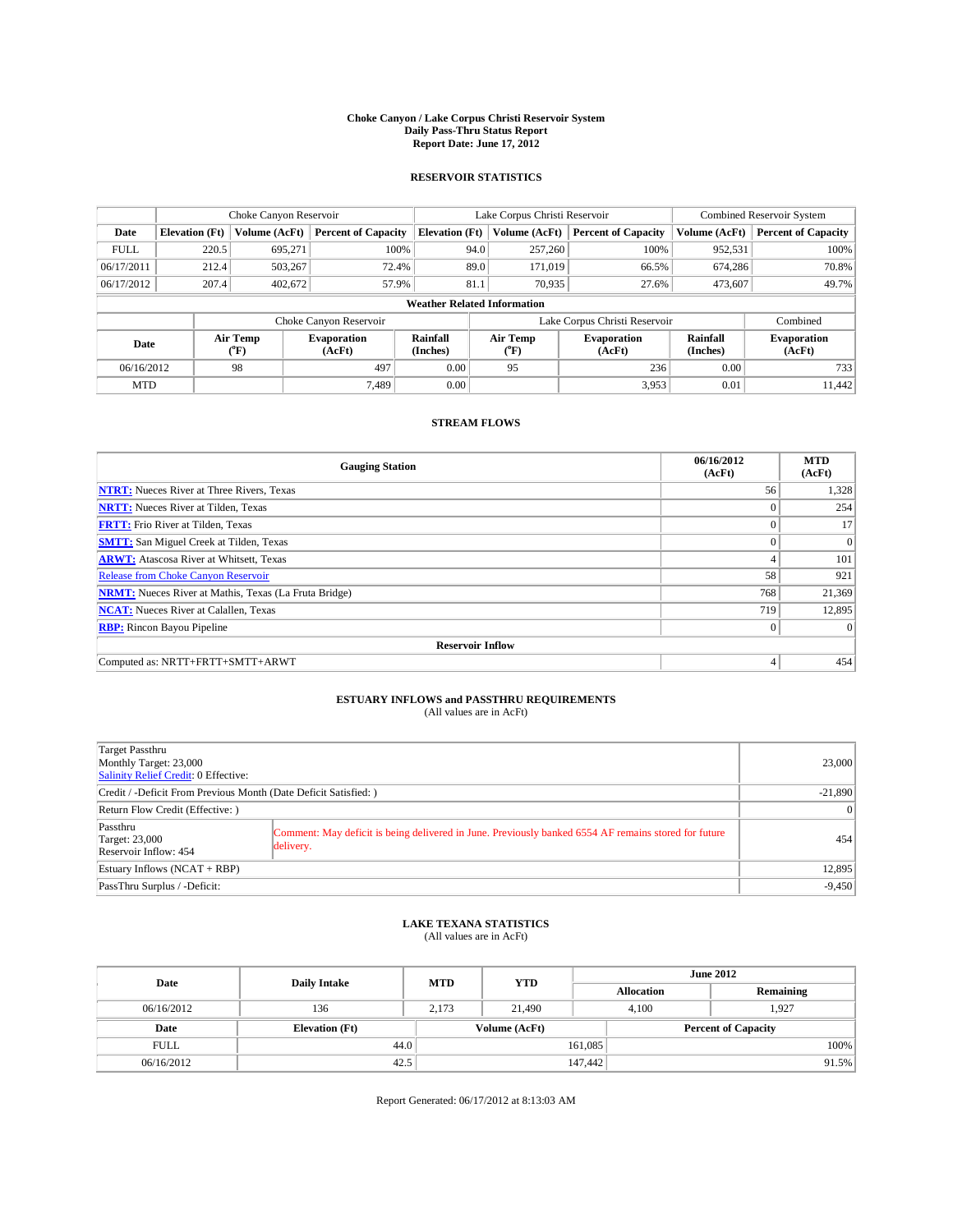# Choke Canyon / Lake Corpus Christi Reservoir System
## Daily Pass-Thru Status Report
### Report Date: June 17, 2012

## RESERVOIR STATISTICS

| | Choke Canyon Reservoir | | | Lake Corpus Christi Reservoir | | | Combined Reservoir System | |
|---|---|---|---|---|---|---|---|---|
| Date | Elevation (Ft) | Volume (AcFt) | Percent of Capacity | Elevation (Ft) | Volume (AcFt) | Percent of Capacity | Volume (AcFt) | Percent of Capacity |
| FULL | 220.5 | 695,271 | 100% | 94.0 | 257,260 | 100% | 952,531 | 100% |
| 06/17/2011 | 212.4 | 503,267 | 72.4% | 89.0 | 171,019 | 66.5% | 674,286 | 70.8% |
| 06/17/2012 | 207.4 | 402,672 | 57.9% | 81.1 | 70,935 | 27.6% | 473,607 | 49.7% |

**Weather Related Information**

| | Choke Canyon Reservoir | | | Lake Corpus Christi Reservoir | | | Combined |
|---|---|---|---|---|---|---|---|
| Date | Air Temp (°F) | Evaporation (AcFt) | Rainfall (Inches) | Air Temp (°F) | Evaporation (AcFt) | Rainfall (Inches) | Evaporation (AcFt) |
| 06/16/2012 | 98 | 497 | 0.00 | 95 | 236 | 0.00 | 733 |
| MTD | | 7,489 | 0.00 | | 3,953 | 0.01 | 11,442 |

## STREAM FLOWS

| Gauging Station | 06/16/2012 (AcFt) | MTD (AcFt) |
|---|---|---|
| **NTRT:** Nueces River at Three Rivers, Texas | 56 | 1,328 |
| **NRTT:** Nueces River at Tilden, Texas | 0 | 254 |
| **FRTT:** Frio River at Tilden, Texas | 0 | 17 |
| **SMTT:** San Miguel Creek at Tilden, Texas | 0 | 0 |
| **ARWT:** Atascosa River at Whitsett, Texas | 4 | 101 |
| Release from Choke Canyon Reservoir | 58 | 921 |
| **NRMT:** Nueces River at Mathis, Texas (La Fruta Bridge) | 768 | 21,369 |
| **NCAT:** Nueces River at Calallen, Texas | 719 | 12,895 |
| **RBP:** Rincon Bayou Pipeline | 0 | 0 |
| **Reservoir Inflow** | | |
| Computed as: NRTT+FRTT+SMTT+ARWT | 4 | 454 |

## ESTUARY INFLOWS and PASSTHRU REQUIREMENTS
(All values are in AcFt)

| | | |
|---|---|---|
| Target Passthru<br>Monthly Target: 23,000<br>Salinity Relief Credit: 0 Effective: | | 23,000 |
| Credit / -Deficit From Previous Month (Date Deficit Satisfied: ) | | -21,890 |
| Return Flow Credit (Effective: ) | | 0 |
| Passthru<br>Target: 23,000<br>Reservoir Inflow: 454 | Comment: May deficit is being delivered in June. Previously banked 6554 AF remains stored for future delivery. | 454 |
| Estuary Inflows (NCAT + RBP) | | 12,895 |
| PassThru Surplus / -Deficit: | | -9,450 |

## LAKE TEXANA STATISTICS
(All values are in AcFt)

| Date | Daily Intake | MTD | YTD | June 2012 Allocation | June 2012 Remaining |
|---|---|---|---|---|---|
| 06/16/2012 | 136 | 2,173 | 21,490 | 4,100 | 1,927 |

| Date | Elevation (Ft) | Volume (AcFt) | Percent of Capacity |
|---|---|---|---|
| FULL | 44.0 | 161,085 | 100% |
| 06/16/2012 | 42.5 | 147,442 | 91.5% |

Report Generated: 06/17/2012 at 8:13:03 AM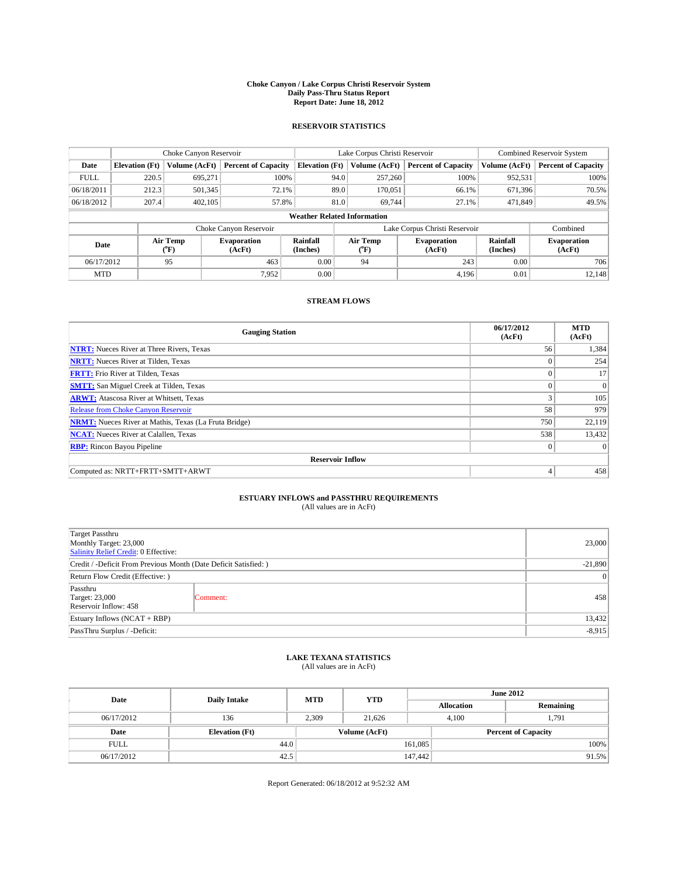# Choke Canyon / Lake Corpus Christi Reservoir System
## Daily Pass-Thru Status Report
### Report Date: June 18, 2012

## RESERVOIR STATISTICS

| | Choke Canyon Reservoir | | | Lake Corpus Christi Reservoir | | | Combined Reservoir System | |
|---|---|---|---|---|---|---|---|---|
| Date | Elevation (Ft) | Volume (AcFt) | Percent of Capacity | Elevation (Ft) | Volume (AcFt) | Percent of Capacity | Volume (AcFt) | Percent of Capacity |
| FULL | 220.5 | 695,271 | 100% | 94.0 | 257,260 | 100% | 952,531 | 100% |
| 06/18/2011 | 212.3 | 501,345 | 72.1% | 89.0 | 170,051 | 66.1% | 671,396 | 70.5% |
| 06/18/2012 | 207.4 | 402,105 | 57.8% | 81.0 | 69,744 | 27.1% | 471,849 | 49.5% |

**Weather Related Information**

| | Choke Canyon Reservoir | | | Lake Corpus Christi Reservoir | | | Combined |
|---|---|---|---|---|---|---|---|
| Date | Air Temp (°F) | Evaporation (AcFt) | Rainfall (Inches) | Air Temp (°F) | Evaporation (AcFt) | Rainfall (Inches) | Evaporation (AcFt) |
| 06/17/2012 | 95 | 463 | 0.00 | 94 | 243 | 0.00 | 706 |
| MTD | | 7,952 | 0.00 | | 4,196 | 0.01 | 12,148 |

## STREAM FLOWS

| Gauging Station | 06/17/2012 (AcFt) | MTD (AcFt) |
|---|---|---|
| NTRT: Nueces River at Three Rivers, Texas | 56 | 1,384 |
| NRTT: Nueces River at Tilden, Texas | 0 | 254 |
| FRTT: Frio River at Tilden, Texas | 0 | 17 |
| SMTT: San Miguel Creek at Tilden, Texas | 0 | 0 |
| ARWT: Atascosa River at Whitsett, Texas | 3 | 105 |
| Release from Choke Canyon Reservoir | 58 | 979 |
| NRMT: Nueces River at Mathis, Texas (La Fruta Bridge) | 750 | 22,119 |
| NCAT: Nueces River at Calallen, Texas | 538 | 13,432 |
| RBP: Rincon Bayou Pipeline | 0 | 0 |
| **Reservoir Inflow** | | |
| Computed as: NRTT+FRTT+SMTT+ARWT | 4 | 458 |

## ESTUARY INFLOWS and PASSTHRU REQUIREMENTS
(All values are in AcFt)

| | | |
|---|---|---|
| Target Passthru<br>Monthly Target: 23,000<br>Salinity Relief Credit: 0 Effective: | | 23,000 |
| Credit / -Deficit From Previous Month (Date Deficit Satisfied: ) | | -21,890 |
| Return Flow Credit (Effective: ) | | 0 |
| Passthru<br>Target: 23,000<br>Reservoir Inflow: 458 | Comment: | 458 |
| Estuary Inflows (NCAT + RBP) | | 13,432 |
| PassThru Surplus / -Deficit: | | -8,915 |

## LAKE TEXANA STATISTICS
(All values are in AcFt)

| Date | Daily Intake | MTD | YTD | June 2012 Allocation | June 2012 Remaining |
|---|---|---|---|---|---|
| 06/17/2012 | 136 | 2,309 | 21,626 | 4,100 | 1,791 |

| Date | Elevation (Ft) | Volume (AcFt) | Percent of Capacity |
|---|---|---|---|
| FULL | 44.0 | 161,085 | 100% |
| 06/17/2012 | 42.5 | 147,442 | 91.5% |

Report Generated: 06/18/2012 at 9:52:32 AM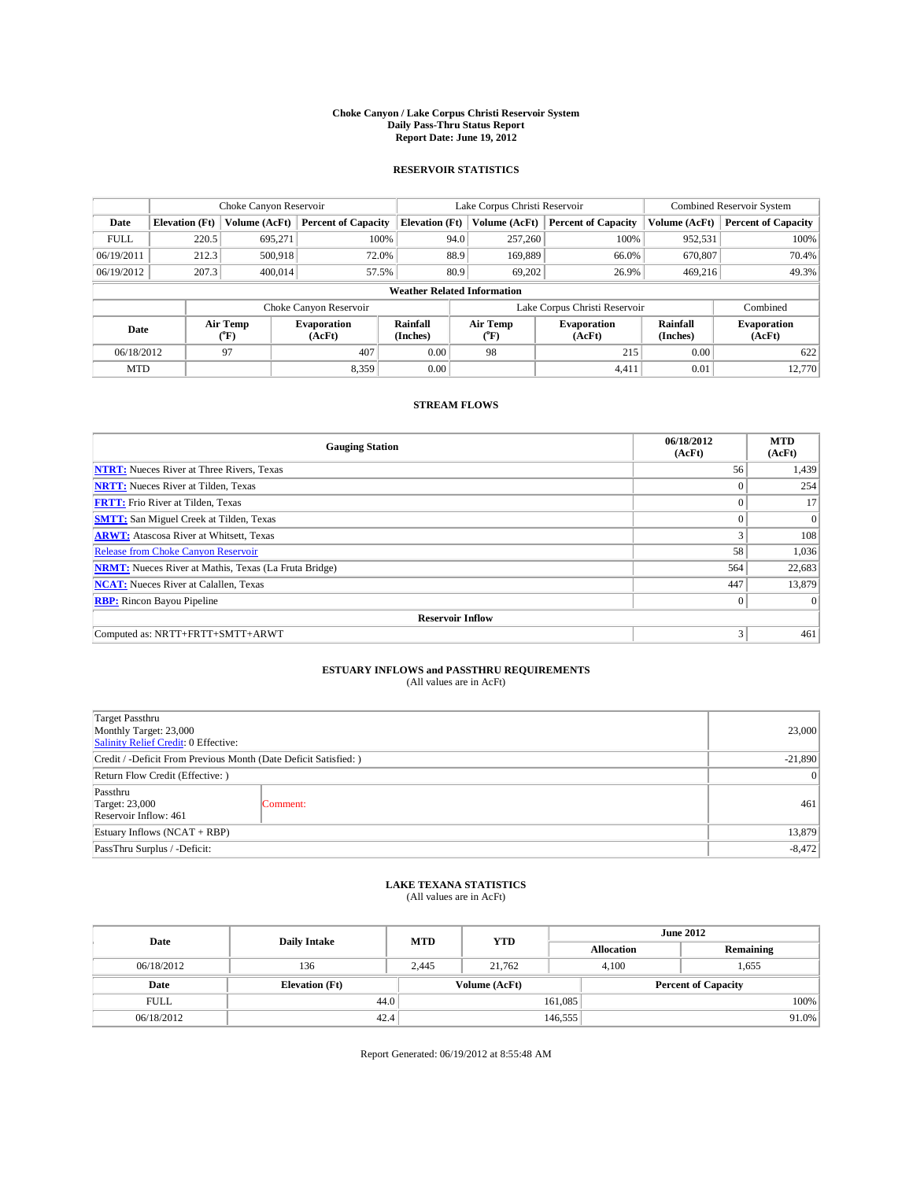# Choke Canyon / Lake Corpus Christi Reservoir System
## Daily Pass-Thru Status Report
## Report Date: June 19, 2012

### RESERVOIR STATISTICS

| | Choke Canyon Reservoir | | | Lake Corpus Christi Reservoir | | | Combined Reservoir System | |
|---|---|---|---|---|---|---|---|---|
| Date | Elevation (Ft) | Volume (AcFt) | Percent of Capacity | Elevation (Ft) | Volume (AcFt) | Percent of Capacity | Volume (AcFt) | Percent of Capacity |
| FULL | 220.5 | 695,271 | 100% | 94.0 | 257,260 | 100% | 952,531 | 100% |
| 06/19/2011 | 212.3 | 500,918 | 72.0% | 88.9 | 169,889 | 66.0% | 670,807 | 70.4% |
| 06/19/2012 | 207.3 | 400,014 | 57.5% | 80.9 | 69,202 | 26.9% | 469,216 | 49.3% |

**Weather Related Information**

| | Choke Canyon Reservoir | | | Lake Corpus Christi Reservoir | | | Combined |
|---|---|---|---|---|---|---|---|
| Date | Air Temp (°F) | Evaporation (AcFt) | Rainfall (Inches) | Air Temp (°F) | Evaporation (AcFt) | Rainfall (Inches) | Evaporation (AcFt) |
| 06/18/2012 | 97 | 407 | 0.00 | 98 | 215 | 0.00 | 622 |
| MTD | | 8,359 | 0.00 | | 4,411 | 0.01 | 12,770 |

### STREAM FLOWS

| Gauging Station | 06/18/2012 (AcFt) | MTD (AcFt) |
|---|---|---|
| NTRT: Nueces River at Three Rivers, Texas | 56 | 1,439 |
| NRTT: Nueces River at Tilden, Texas | 0 | 254 |
| FRTT: Frio River at Tilden, Texas | 0 | 17 |
| SMTT: San Miguel Creek at Tilden, Texas | 0 | 0 |
| ARWT: Atascosa River at Whitsett, Texas | 3 | 108 |
| Release from Choke Canyon Reservoir | 58 | 1,036 |
| NRMT: Nueces River at Mathis, Texas (La Fruta Bridge) | 564 | 22,683 |
| NCAT: Nueces River at Calallen, Texas | 447 | 13,879 |
| RBP: Rincon Bayou Pipeline | 0 | 0 |
| **Reservoir Inflow** | | |
| Computed as: NRTT+FRTT+SMTT+ARWT | 3 | 461 |

### ESTUARY INFLOWS and PASSTHRU REQUIREMENTS
(All values are in AcFt)

| | | |
|---|---|---|
| Target Passthru<br>Monthly Target: 23,000<br>Salinity Relief Credit: 0 Effective: | | 23,000 |
| Credit / -Deficit From Previous Month (Date Deficit Satisfied: ) | | -21,890 |
| Return Flow Credit (Effective: ) | | 0 |
| Passthru<br>Target: 23,000<br>Reservoir Inflow: 461 | Comment: | 461 |
| Estuary Inflows (NCAT + RBP) | | 13,879 |
| PassThru Surplus / -Deficit: | | -8,472 |

### LAKE TEXANA STATISTICS
(All values are in AcFt)

| Date | Daily Intake | MTD | YTD | June 2012 Allocation | June 2012 Remaining |
|---|---|---|---|---|---|
| 06/18/2012 | 136 | 2,445 | 21,762 | 4,100 | 1,655 |

| Date | Elevation (Ft) | Volume (AcFt) | Percent of Capacity |
|---|---|---|---|
| FULL | 44.0 | 161,085 | 100% |
| 06/18/2012 | 42.4 | 146,555 | 91.0% |

Report Generated: 06/19/2012 at 8:55:48 AM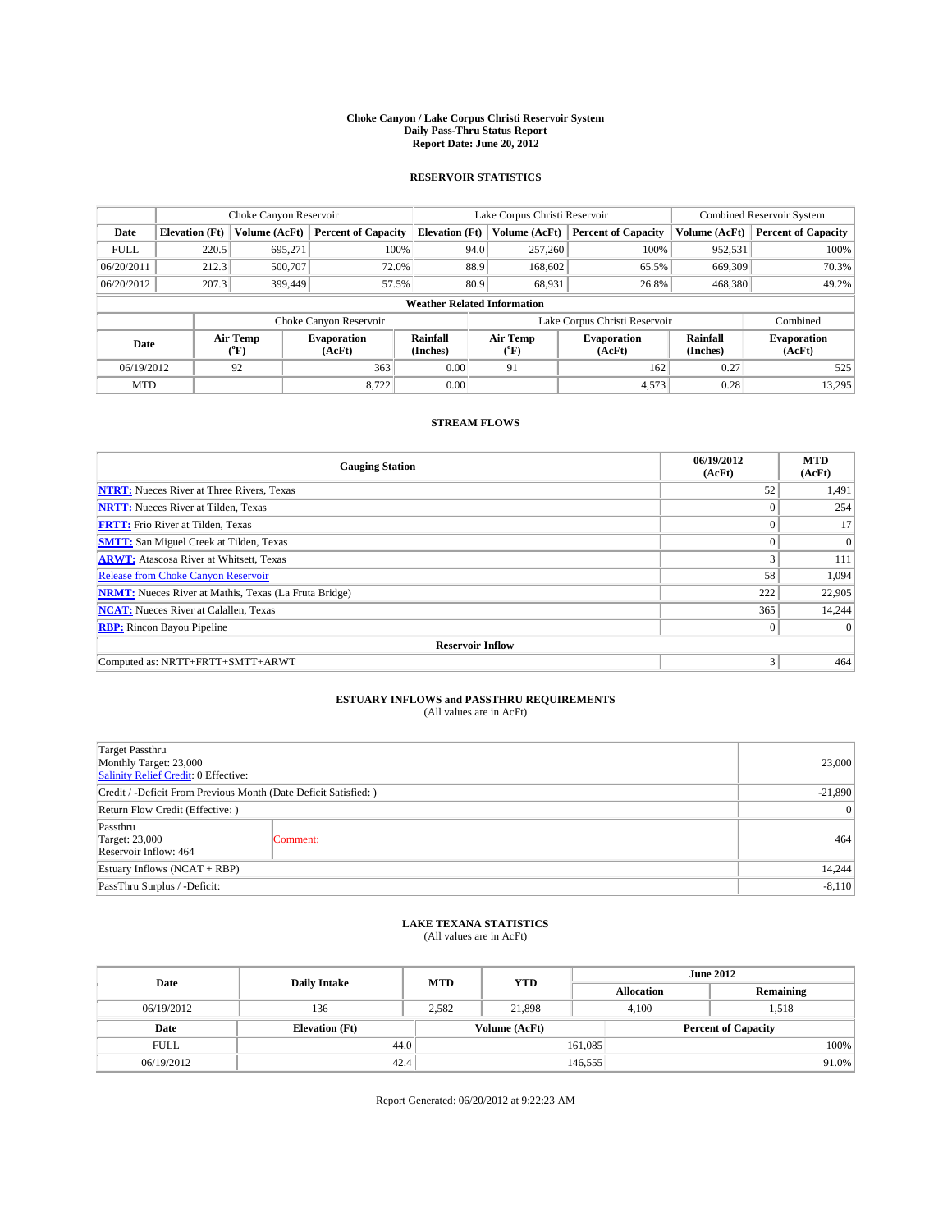# Choke Canyon / Lake Corpus Christi Reservoir System
## Daily Pass-Thru Status Report
## Report Date: June 20, 2012

### RESERVOIR STATISTICS

| | Choke Canyon Reservoir | | | Lake Corpus Christi Reservoir | | | Combined Reservoir System | |
|---|---|---|---|---|---|---|---|---|
| Date | Elevation (Ft) | Volume (AcFt) | Percent of Capacity | Elevation (Ft) | Volume (AcFt) | Percent of Capacity | Volume (AcFt) | Percent of Capacity |
| FULL | 220.5 | 695,271 | 100% | 94.0 | 257,260 | 100% | 952,531 | 100% |
| 06/20/2011 | 212.3 | 500,707 | 72.0% | 88.9 | 168,602 | 65.5% | 669,309 | 70.3% |
| 06/20/2012 | 207.3 | 399,449 | 57.5% | 80.9 | 68,931 | 26.8% | 468,380 | 49.2% |

**Weather Related Information**

| | Choke Canyon Reservoir | | | Lake Corpus Christi Reservoir | | | Combined |
|---|---|---|---|---|---|---|---|
| Date | Air Temp (°F) | Evaporation (AcFt) | Rainfall (Inches) | Air Temp (°F) | Evaporation (AcFt) | Rainfall (Inches) | Evaporation (AcFt) |
| 06/19/2012 | 92 | 363 | 0.00 | 91 | 162 | 0.27 | 525 |
| MTD | | 8,722 | 0.00 | | 4,573 | 0.28 | 13,295 |

### STREAM FLOWS

| Gauging Station | 06/19/2012 (AcFt) | MTD (AcFt) |
|---|---|---|
| NTRT: Nueces River at Three Rivers, Texas | 52 | 1,491 |
| NRTT: Nueces River at Tilden, Texas | 0 | 254 |
| FRTT: Frio River at Tilden, Texas | 0 | 17 |
| SMTT: San Miguel Creek at Tilden, Texas | 0 | 0 |
| ARWT: Atascosa River at Whitsett, Texas | 3 | 111 |
| Release from Choke Canyon Reservoir | 58 | 1,094 |
| NRMT: Nueces River at Mathis, Texas (La Fruta Bridge) | 222 | 22,905 |
| NCAT: Nueces River at Calallen, Texas | 365 | 14,244 |
| RBP: Rincon Bayou Pipeline | 0 | 0 |
| **Reservoir Inflow** | | |
| Computed as: NRTT+FRTT+SMTT+ARWT | 3 | 464 |

### ESTUARY INFLOWS and PASSTHRU REQUIREMENTS
(All values are in AcFt)

| | | |
|---|---|---|
| Target Passthru<br>Monthly Target: 23,000<br>Salinity Relief Credit: 0 Effective: | | 23,000 |
| Credit / -Deficit From Previous Month (Date Deficit Satisfied: ) | | -21,890 |
| Return Flow Credit (Effective: ) | | 0 |
| Passthru<br>Target: 23,000<br>Reservoir Inflow: 464 | Comment: | 464 |
| Estuary Inflows (NCAT + RBP) | | 14,244 |
| PassThru Surplus / -Deficit: | | -8,110 |

### LAKE TEXANA STATISTICS
(All values are in AcFt)

| Date | Daily Intake | MTD | YTD | June 2012 Allocation | June 2012 Remaining |
|---|---|---|---|---|---|
| 06/19/2012 | 136 | 2,582 | 21,898 | 4,100 | 1,518 |

| Date | Elevation (Ft) | Volume (AcFt) | Percent of Capacity |
|---|---|---|---|
| FULL | 44.0 | 161,085 | 100% |
| 06/19/2012 | 42.4 | 146,555 | 91.0% |

Report Generated: 06/20/2012 at 9:22:23 AM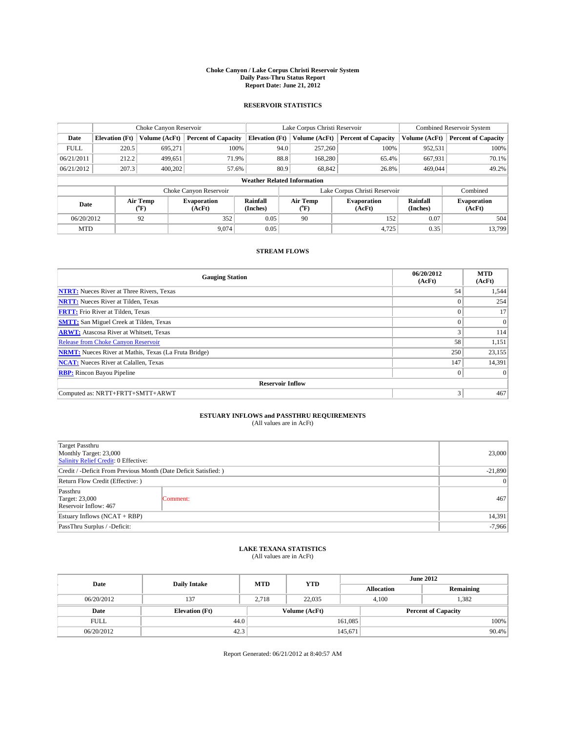# Choke Canyon / Lake Corpus Christi Reservoir System
## Daily Pass-Thru Status Report
## Report Date: June 21, 2012

### RESERVOIR STATISTICS

| | Choke Canyon Reservoir | | | Lake Corpus Christi Reservoir | | | Combined Reservoir System | |
|---|---|---|---|---|---|---|---|---|
| Date | Elevation (Ft) | Volume (AcFt) | Percent of Capacity | Elevation (Ft) | Volume (AcFt) | Percent of Capacity | Volume (AcFt) | Percent of Capacity |
| FULL | 220.5 | 695,271 | 100% | 94.0 | 257,260 | 100% | 952,531 | 100% |
| 06/21/2011 | 212.2 | 499,651 | 71.9% | 88.8 | 168,280 | 65.4% | 667,931 | 70.1% |
| 06/21/2012 | 207.3 | 400,202 | 57.6% | 80.9 | 68,842 | 26.8% | 469,044 | 49.2% |

**Weather Related Information**

| | Choke Canyon Reservoir | | | Lake Corpus Christi Reservoir | | | Combined |
|---|---|---|---|---|---|---|---|
| Date | Air Temp (°F) | Evaporation (AcFt) | Rainfall (Inches) | Air Temp (°F) | Evaporation (AcFt) | Rainfall (Inches) | Evaporation (AcFt) |
| 06/20/2012 | 92 | 352 | 0.05 | 90 | 152 | 0.07 | 504 |
| MTD | | 9,074 | 0.05 | | 4,725 | 0.35 | 13,799 |

### STREAM FLOWS

| Gauging Station | 06/20/2012 (AcFt) | MTD (AcFt) |
|---|---|---|
| NTRT: Nueces River at Three Rivers, Texas | 54 | 1,544 |
| NRTT: Nueces River at Tilden, Texas | 0 | 254 |
| FRTT: Frio River at Tilden, Texas | 0 | 17 |
| SMTT: San Miguel Creek at Tilden, Texas | 0 | 0 |
| ARWT: Atascosa River at Whitsett, Texas | 3 | 114 |
| Release from Choke Canyon Reservoir | 58 | 1,151 |
| NRMT: Nueces River at Mathis, Texas (La Fruta Bridge) | 250 | 23,155 |
| NCAT: Nueces River at Calallen, Texas | 147 | 14,391 |
| RBP: Rincon Bayou Pipeline | 0 | 0 |
| **Reservoir Inflow** | | |
| Computed as: NRTT+FRTT+SMTT+ARWT | 3 | 467 |

### ESTUARY INFLOWS and PASSTHRU REQUIREMENTS
(All values are in AcFt)

| | | |
|---|---|---|
| Target Passthru<br>Monthly Target: 23,000<br>Salinity Relief Credit: 0 Effective: | | 23,000 |
| Credit / -Deficit From Previous Month (Date Deficit Satisfied: ) | | -21,890 |
| Return Flow Credit (Effective: ) | | 0 |
| Passthru<br>Target: 23,000<br>Reservoir Inflow: 467 | Comment: | 467 |
| Estuary Inflows (NCAT + RBP) | | 14,391 |
| PassThru Surplus / -Deficit: | | -7,966 |

### LAKE TEXANA STATISTICS
(All values are in AcFt)

| Date | Daily Intake | MTD | YTD | June 2012 Allocation | June 2012 Remaining |
|---|---|---|---|---|---|
| 06/20/2012 | 137 | 2,718 | 22,035 | 4,100 | 1,382 |

| Date | Elevation (Ft) | Volume (AcFt) | Percent of Capacity |
|---|---|---|---|
| FULL | 44.0 | 161,085 | 100% |
| 06/20/2012 | 42.3 | 145,671 | 90.4% |

Report Generated: 06/21/2012 at 8:40:57 AM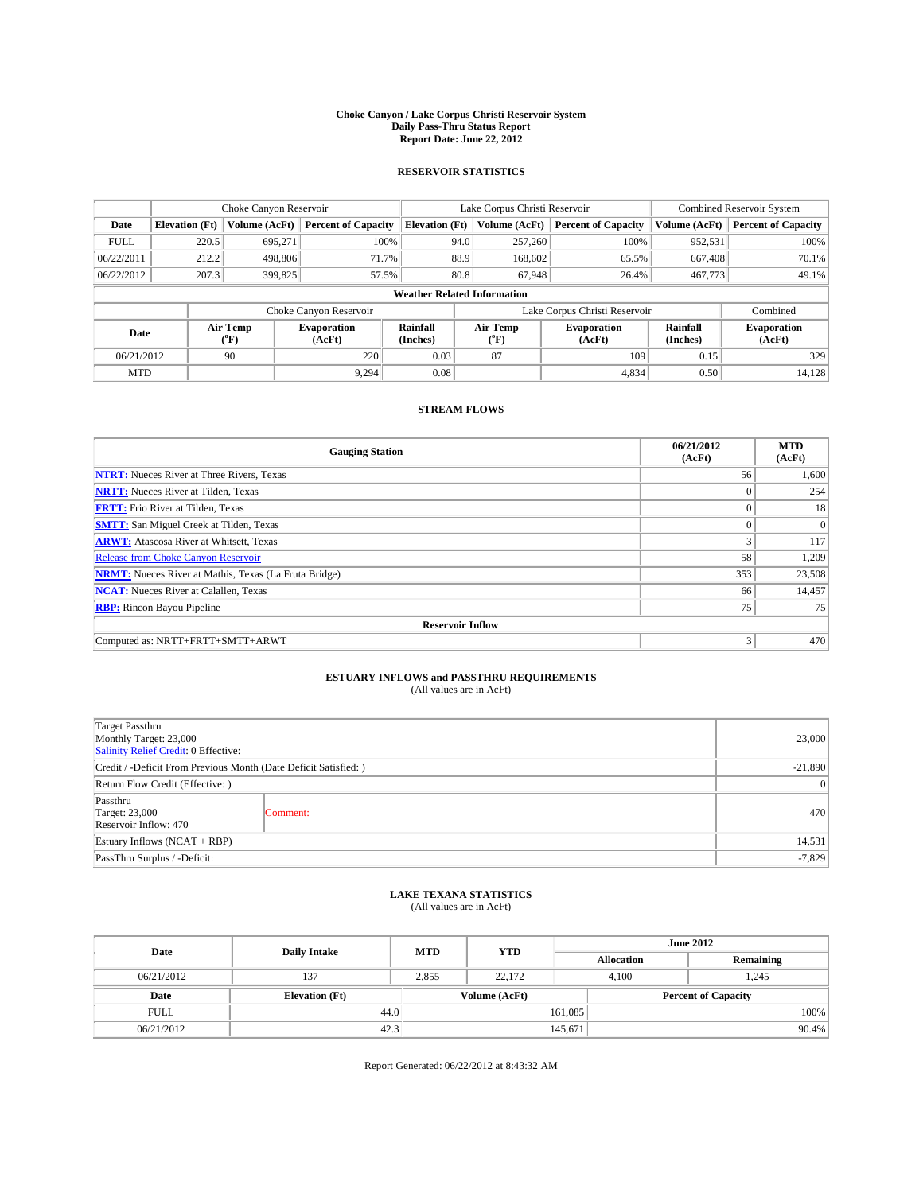# Choke Canyon / Lake Corpus Christi Reservoir System
## Daily Pass-Thru Status Report
## Report Date: June 22, 2012

### RESERVOIR STATISTICS

| | Choke Canyon Reservoir | | | Lake Corpus Christi Reservoir | | | Combined Reservoir System | |
|---|---|---|---|---|---|---|---|---|
| Date | Elevation (Ft) | Volume (AcFt) | Percent of Capacity | Elevation (Ft) | Volume (AcFt) | Percent of Capacity | Volume (AcFt) | Percent of Capacity |
| FULL | 220.5 | 695,271 | 100% | 94.0 | 257,260 | 100% | 952,531 | 100% |
| 06/22/2011 | 212.2 | 498,806 | 71.7% | 88.9 | 168,602 | 65.5% | 667,408 | 70.1% |
| 06/22/2012 | 207.3 | 399,825 | 57.5% | 80.8 | 67,948 | 26.4% | 467,773 | 49.1% |

**Weather Related Information**

| | Choke Canyon Reservoir | | | Lake Corpus Christi Reservoir | | | Combined |
|---|---|---|---|---|---|---|---|
| Date | Air Temp (°F) | Evaporation (AcFt) | Rainfall (Inches) | Air Temp (°F) | Evaporation (AcFt) | Rainfall (Inches) | Evaporation (AcFt) |
| 06/21/2012 | 90 | 220 | 0.03 | 87 | 109 | 0.15 | 329 |
| MTD | | 9,294 | 0.08 | | 4,834 | 0.50 | 14,128 |

### STREAM FLOWS

| Gauging Station | 06/21/2012 (AcFt) | MTD (AcFt) |
|---|---|---|
| NTRT: Nueces River at Three Rivers, Texas | 56 | 1,600 |
| NRTT: Nueces River at Tilden, Texas | 0 | 254 |
| FRTT: Frio River at Tilden, Texas | 0 | 18 |
| SMTT: San Miguel Creek at Tilden, Texas | 0 | 0 |
| ARWT: Atascosa River at Whitsett, Texas | 3 | 117 |
| Release from Choke Canyon Reservoir | 58 | 1,209 |
| NRMT: Nueces River at Mathis, Texas (La Fruta Bridge) | 353 | 23,508 |
| NCAT: Nueces River at Calallen, Texas | 66 | 14,457 |
| RBP: Rincon Bayou Pipeline | 75 | 75 |
| **Reservoir Inflow** | | |
| Computed as: NRTT+FRTT+SMTT+ARWT | 3 | 470 |

### ESTUARY INFLOWS and PASSTHRU REQUIREMENTS
(All values are in AcFt)

| | | |
|---|---|---|
| Target Passthru<br>Monthly Target: 23,000<br>Salinity Relief Credit: 0 Effective: | | 23,000 |
| Credit / -Deficit From Previous Month (Date Deficit Satisfied: ) | | -21,890 |
| Return Flow Credit (Effective: ) | | 0 |
| Passthru<br>Target: 23,000<br>Reservoir Inflow: 470 | Comment: | 470 |
| Estuary Inflows (NCAT + RBP) | | 14,531 |
| PassThru Surplus / -Deficit: | | -7,829 |

### LAKE TEXANA STATISTICS
(All values are in AcFt)

| Date | Daily Intake | MTD | YTD | June 2012 Allocation | June 2012 Remaining |
|---|---|---|---|---|---|
| 06/21/2012 | 137 | 2,855 | 22,172 | 4,100 | 1,245 |

| Date | Elevation (Ft) | Volume (AcFt) | Percent of Capacity |
|---|---|---|---|
| FULL | 44.0 | 161,085 | 100% |
| 06/21/2012 | 42.3 | 145,671 | 90.4% |

Report Generated: 06/22/2012 at 8:43:32 AM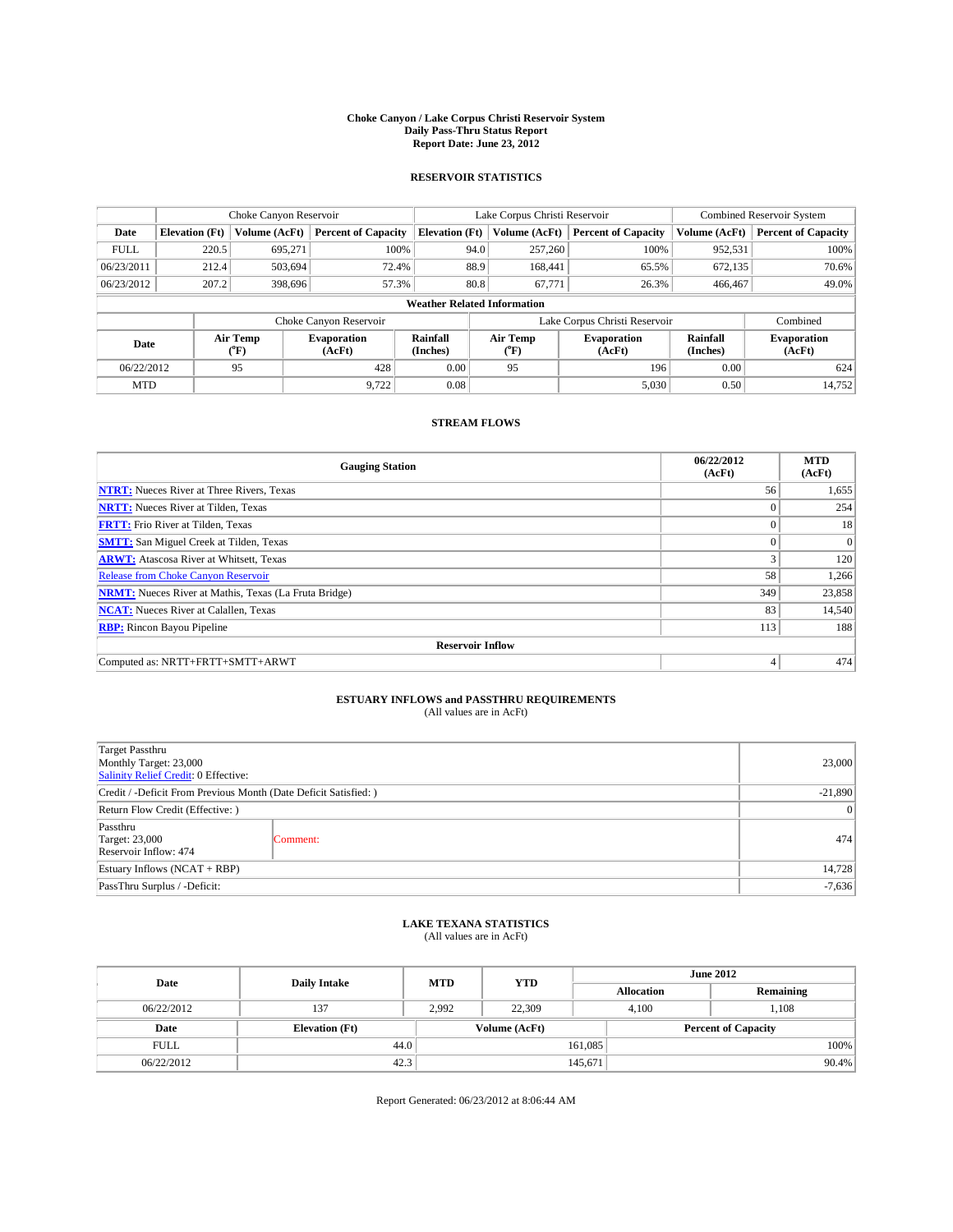**Choke Canyon / Lake Corpus Christi Reservoir System**
**Daily Pass-Thru Status Report**
**Report Date: June 23, 2012**

## RESERVOIR STATISTICS

| | Choke Canyon Reservoir | | | Lake Corpus Christi Reservoir | | | Combined Reservoir System | |
|---|---|---|---|---|---|---|---|---|
| **Date** | **Elevation (Ft)** | **Volume (AcFt)** | **Percent of Capacity** | **Elevation (Ft)** | **Volume (AcFt)** | **Percent of Capacity** | **Volume (AcFt)** | **Percent of Capacity** |
| FULL | 220.5 | 695,271 | 100% | 94.0 | 257,260 | 100% | 952,531 | 100% |
| 06/23/2011 | 212.4 | 503,694 | 72.4% | 88.9 | 168,441 | 65.5% | 672,135 | 70.6% |
| 06/23/2012 | 207.2 | 398,696 | 57.3% | 80.8 | 67,771 | 26.3% | 466,467 | 49.0% |

**Weather Related Information**

| | Choke Canyon Reservoir | | | Lake Corpus Christi Reservoir | | | Combined |
|---|---|---|---|---|---|---|---|
| **Date** | **Air Temp (°F)** | **Evaporation (AcFt)** | **Rainfall (Inches)** | **Air Temp (°F)** | **Evaporation (AcFt)** | **Rainfall (Inches)** | **Evaporation (AcFt)** |
| 06/22/2012 | 95 | 428 | 0.00 | 95 | 196 | 0.00 | 624 |
| MTD | | 9,722 | 0.08 | | 5,030 | 0.50 | 14,752 |

## STREAM FLOWS

| Gauging Station | 06/22/2012 (AcFt) | MTD (AcFt) |
|---|---|---|
| **NTRT:** Nueces River at Three Rivers, Texas | 56 | 1,655 |
| **NRTT:** Nueces River at Tilden, Texas | 0 | 254 |
| **FRTT:** Frio River at Tilden, Texas | 0 | 18 |
| **SMTT:** San Miguel Creek at Tilden, Texas | 0 | 0 |
| **ARWT:** Atascosa River at Whitsett, Texas | 3 | 120 |
| Release from Choke Canyon Reservoir | 58 | 1,266 |
| **NRMT:** Nueces River at Mathis, Texas (La Fruta Bridge) | 349 | 23,858 |
| **NCAT:** Nueces River at Calallen, Texas | 83 | 14,540 |
| **RBP:** Rincon Bayou Pipeline | 113 | 188 |
| **Reservoir Inflow** | | |
| Computed as: NRTT+FRTT+SMTT+ARWT | 4 | 474 |

## ESTUARY INFLOWS and PASSTHRU REQUIREMENTS
(All values are in AcFt)

| | | |
|---|---|---|
| Target Passthru<br>Monthly Target: 23,000<br>Salinity Relief Credit: 0 Effective: | | 23,000 |
| Credit / -Deficit From Previous Month (Date Deficit Satisfied: ) | | -21,890 |
| Return Flow Credit (Effective: ) | | 0 |
| Passthru<br>Target: 23,000<br>Reservoir Inflow: 474 | Comment: | 474 |
| Estuary Inflows (NCAT + RBP) | | 14,728 |
| PassThru Surplus / -Deficit: | | -7,636 |

## LAKE TEXANA STATISTICS
(All values are in AcFt)

| Date | Daily Intake | MTD | YTD | June 2012 Allocation | June 2012 Remaining |
|---|---|---|---|---|---|
| 06/22/2012 | 137 | 2,992 | 22,309 | 4,100 | 1,108 |

| Date | Elevation (Ft) | Volume (AcFt) | Percent of Capacity |
|---|---|---|---|
| FULL | 44.0 | 161,085 | 100% |
| 06/22/2012 | 42.3 | 145,671 | 90.4% |

Report Generated: 06/23/2012 at 8:06:44 AM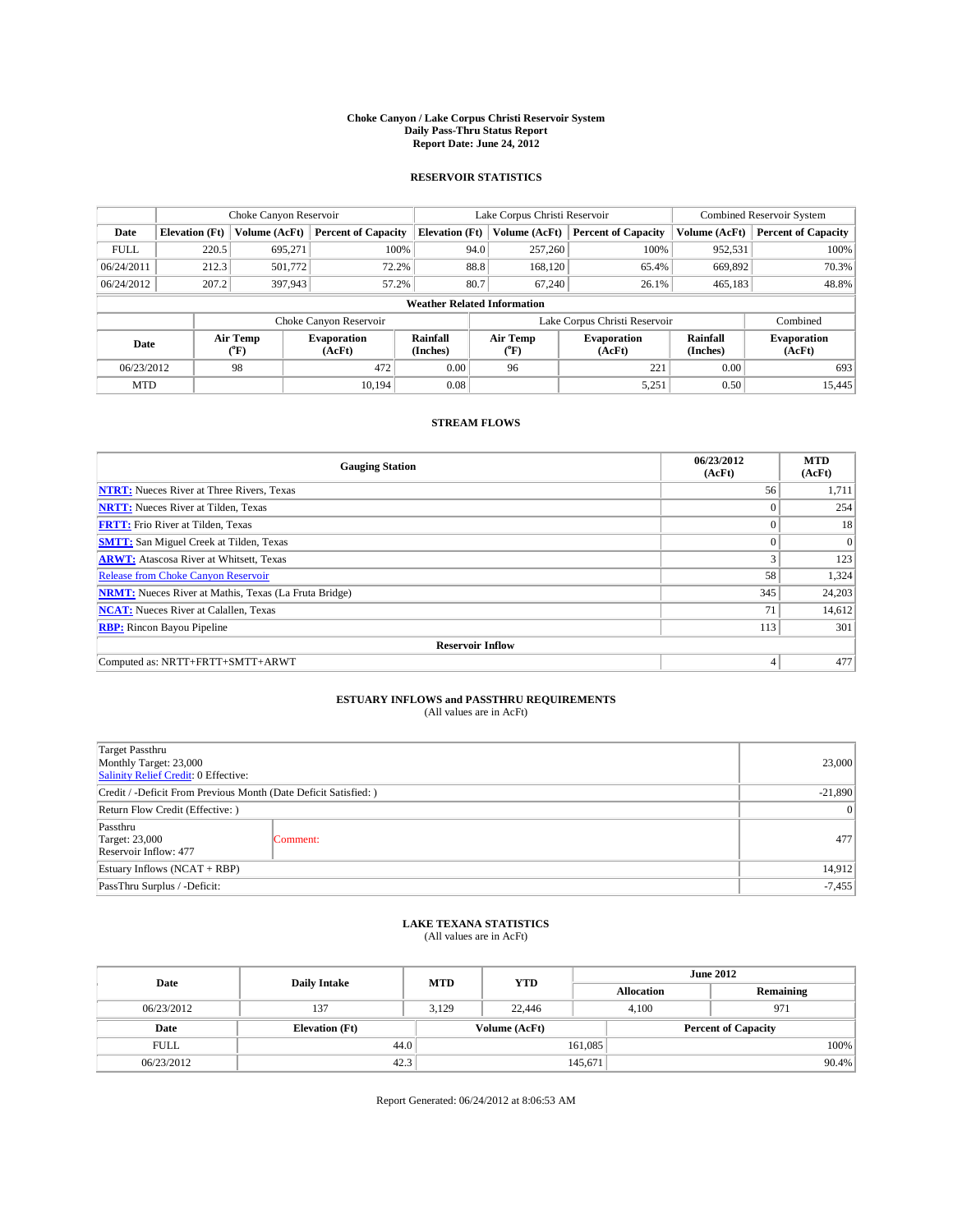# Choke Canyon / Lake Corpus Christi Reservoir System
## Daily Pass-Thru Status Report
## Report Date: June 24, 2012

### RESERVOIR STATISTICS

| | Choke Canyon Reservoir | | | Lake Corpus Christi Reservoir | | | Combined Reservoir System | |
|---|---|---|---|---|---|---|---|---|
| Date | Elevation (Ft) | Volume (AcFt) | Percent of Capacity | Elevation (Ft) | Volume (AcFt) | Percent of Capacity | Volume (AcFt) | Percent of Capacity |
| FULL | 220.5 | 695,271 | 100% | 94.0 | 257,260 | 100% | 952,531 | 100% |
| 06/24/2011 | 212.3 | 501,772 | 72.2% | 88.8 | 168,120 | 65.4% | 669,892 | 70.3% |
| 06/24/2012 | 207.2 | 397,943 | 57.2% | 80.7 | 67,240 | 26.1% | 465,183 | 48.8% |

**Weather Related Information**

| | Choke Canyon Reservoir | | | Lake Corpus Christi Reservoir | | | Combined |
|---|---|---|---|---|---|---|---|
| Date | Air Temp (°F) | Evaporation (AcFt) | Rainfall (Inches) | Air Temp (°F) | Evaporation (AcFt) | Rainfall (Inches) | Evaporation (AcFt) |
| 06/23/2012 | 98 | 472 | 0.00 | 96 | 221 | 0.00 | 693 |
| MTD | | 10,194 | 0.08 | | 5,251 | 0.50 | 15,445 |

### STREAM FLOWS

| Gauging Station | 06/23/2012 (AcFt) | MTD (AcFt) |
|---|---|---|
| NTRT: Nueces River at Three Rivers, Texas | 56 | 1,711 |
| NRTT: Nueces River at Tilden, Texas | 0 | 254 |
| FRTT: Frio River at Tilden, Texas | 0 | 18 |
| SMTT: San Miguel Creek at Tilden, Texas | 0 | 0 |
| ARWT: Atascosa River at Whitsett, Texas | 3 | 123 |
| Release from Choke Canyon Reservoir | 58 | 1,324 |
| NRMT: Nueces River at Mathis, Texas (La Fruta Bridge) | 345 | 24,203 |
| NCAT: Nueces River at Calallen, Texas | 71 | 14,612 |
| RBP: Rincon Bayou Pipeline | 113 | 301 |
| **Reservoir Inflow** | | |
| Computed as: NRTT+FRTT+SMTT+ARWT | 4 | 477 |

### ESTUARY INFLOWS and PASSTHRU REQUIREMENTS
(All values are in AcFt)

| | | |
|---|---|---|
| Target Passthru<br>Monthly Target: 23,000<br>Salinity Relief Credit: 0 Effective: | | 23,000 |
| Credit / -Deficit From Previous Month (Date Deficit Satisfied: ) | | -21,890 |
| Return Flow Credit (Effective: ) | | 0 |
| Passthru<br>Target: 23,000<br>Reservoir Inflow: 477 | Comment: | 477 |
| Estuary Inflows (NCAT + RBP) | | 14,912 |
| PassThru Surplus / -Deficit: | | -7,455 |

### LAKE TEXANA STATISTICS
(All values are in AcFt)

| Date | Daily Intake | MTD | YTD | June 2012 Allocation | June 2012 Remaining |
|---|---|---|---|---|---|
| 06/23/2012 | 137 | 3,129 | 22,446 | 4,100 | 971 |

| Date | Elevation (Ft) | Volume (AcFt) | Percent of Capacity |
|---|---|---|---|
| FULL | 44.0 | 161,085 | 100% |
| 06/23/2012 | 42.3 | 145,671 | 90.4% |

Report Generated: 06/24/2012 at 8:06:53 AM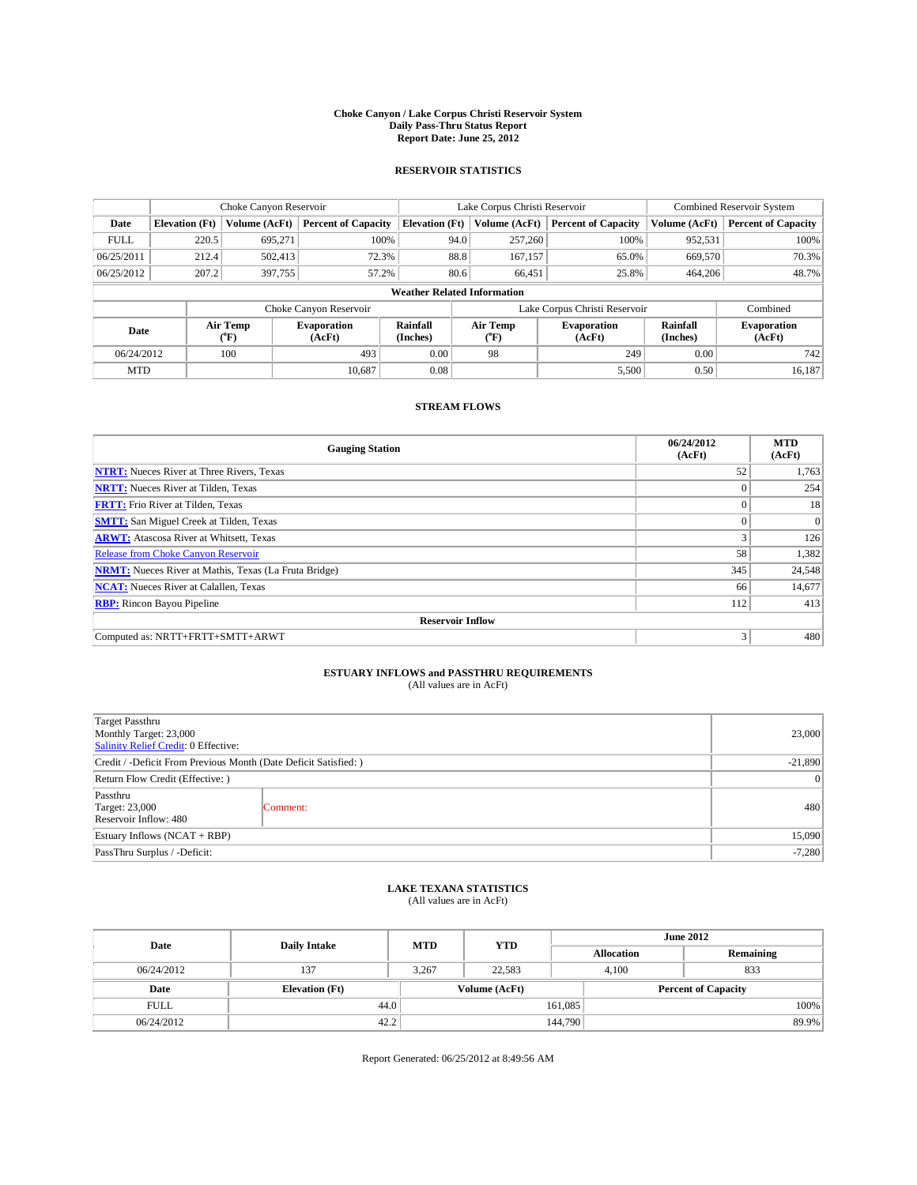# Choke Canyon / Lake Corpus Christi Reservoir System
## Daily Pass-Thru Status Report
### Report Date: June 25, 2012

## RESERVOIR STATISTICS

| | Choke Canyon Reservoir | | | Lake Corpus Christi Reservoir | | | Combined Reservoir System | |
|---|---|---|---|---|---|---|---|---|
| Date | Elevation (Ft) | Volume (AcFt) | Percent of Capacity | Elevation (Ft) | Volume (AcFt) | Percent of Capacity | Volume (AcFt) | Percent of Capacity |
| FULL | 220.5 | 695,271 | 100% | 94.0 | 257,260 | 100% | 952,531 | 100% |
| 06/25/2011 | 212.4 | 502,413 | 72.3% | 88.8 | 167,157 | 65.0% | 669,570 | 70.3% |
| 06/25/2012 | 207.2 | 397,755 | 57.2% | 80.6 | 66,451 | 25.8% | 464,206 | 48.7% |

**Weather Related Information**

| | Choke Canyon Reservoir | | | Lake Corpus Christi Reservoir | | | Combined |
|---|---|---|---|---|---|---|---|
| Date | Air Temp (°F) | Evaporation (AcFt) | Rainfall (Inches) | Air Temp (°F) | Evaporation (AcFt) | Rainfall (Inches) | Evaporation (AcFt) |
| 06/24/2012 | 100 | 493 | 0.00 | 98 | 249 | 0.00 | 742 |
| MTD | | 10,687 | 0.08 | | 5,500 | 0.50 | 16,187 |

## STREAM FLOWS

| Gauging Station | 06/24/2012 (AcFt) | MTD (AcFt) |
|---|---|---|
| NTRT: Nueces River at Three Rivers, Texas | 52 | 1,763 |
| NRTT: Nueces River at Tilden, Texas | 0 | 254 |
| FRTT: Frio River at Tilden, Texas | 0 | 18 |
| SMTT: San Miguel Creek at Tilden, Texas | 0 | 0 |
| ARWT: Atascosa River at Whitsett, Texas | 3 | 126 |
| Release from Choke Canyon Reservoir | 58 | 1,382 |
| NRMT: Nueces River at Mathis, Texas (La Fruta Bridge) | 345 | 24,548 |
| NCAT: Nueces River at Calallen, Texas | 66 | 14,677 |
| RBP: Rincon Bayou Pipeline | 112 | 413 |
| **Reservoir Inflow** | | |
| Computed as: NRTT+FRTT+SMTT+ARWT | 3 | 480 |

## ESTUARY INFLOWS and PASSTHRU REQUIREMENTS
(All values are in AcFt)

| | | |
|---|---|---|
| Target Passthru<br>Monthly Target: 23,000<br>Salinity Relief Credit: 0 Effective: | | 23,000 |
| Credit / -Deficit From Previous Month (Date Deficit Satisfied: ) | | -21,890 |
| Return Flow Credit (Effective: ) | | 0 |
| Passthru<br>Target: 23,000<br>Reservoir Inflow: 480 | Comment: | 480 |
| Estuary Inflows (NCAT + RBP) | | 15,090 |
| PassThru Surplus / -Deficit: | | -7,280 |

## LAKE TEXANA STATISTICS
(All values are in AcFt)

| Date | Daily Intake | MTD | YTD | June 2012 Allocation | June 2012 Remaining |
|---|---|---|---|---|---|
| 06/24/2012 | 137 | 3,267 | 22,583 | 4,100 | 833 |

| Date | Elevation (Ft) | Volume (AcFt) | Percent of Capacity |
|---|---|---|---|
| FULL | 44.0 | 161,085 | 100% |
| 06/24/2012 | 42.2 | 144,790 | 89.9% |

Report Generated: 06/25/2012 at 8:49:56 AM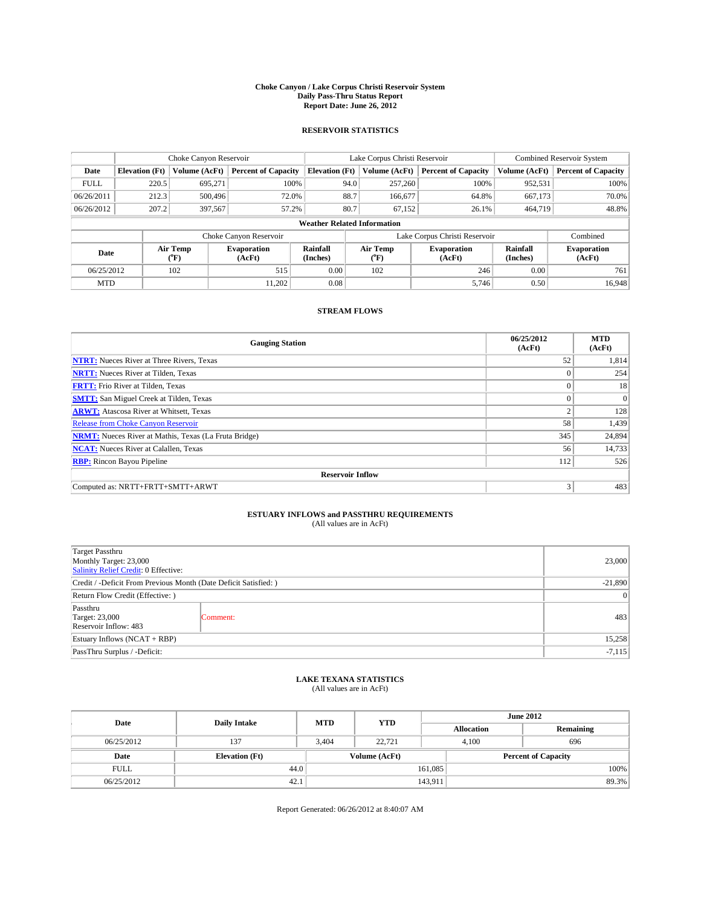# Choke Canyon / Lake Corpus Christi Reservoir System
## Daily Pass-Thru Status Report
## Report Date: June 26, 2012

### RESERVOIR STATISTICS

| | Choke Canyon Reservoir | | | Lake Corpus Christi Reservoir | | | Combined Reservoir System | |
|---|---|---|---|---|---|---|---|---|
| Date | Elevation (Ft) | Volume (AcFt) | Percent of Capacity | Elevation (Ft) | Volume (AcFt) | Percent of Capacity | Volume (AcFt) | Percent of Capacity |
| FULL | 220.5 | 695,271 | 100% | 94.0 | 257,260 | 100% | 952,531 | 100% |
| 06/26/2011 | 212.3 | 500,496 | 72.0% | 88.7 | 166,677 | 64.8% | 667,173 | 70.0% |
| 06/26/2012 | 207.2 | 397,567 | 57.2% | 80.7 | 67,152 | 26.1% | 464,719 | 48.8% |

**Weather Related Information**

| | Choke Canyon Reservoir | | | Lake Corpus Christi Reservoir | | | Combined |
|---|---|---|---|---|---|---|---|
| Date | Air Temp (°F) | Evaporation (AcFt) | Rainfall (Inches) | Air Temp (°F) | Evaporation (AcFt) | Rainfall (Inches) | Evaporation (AcFt) |
| 06/25/2012 | 102 | 515 | 0.00 | 102 | 246 | 0.00 | 761 |
| MTD | | 11,202 | 0.08 | | 5,746 | 0.50 | 16,948 |

### STREAM FLOWS

| Gauging Station | 06/25/2012 (AcFt) | MTD (AcFt) |
|---|---|---|
| NTRT: Nueces River at Three Rivers, Texas | 52 | 1,814 |
| NRTT: Nueces River at Tilden, Texas | 0 | 254 |
| FRTT: Frio River at Tilden, Texas | 0 | 18 |
| SMTT: San Miguel Creek at Tilden, Texas | 0 | 0 |
| ARWT: Atascosa River at Whitsett, Texas | 2 | 128 |
| Release from Choke Canyon Reservoir | 58 | 1,439 |
| NRMT: Nueces River at Mathis, Texas (La Fruta Bridge) | 345 | 24,894 |
| NCAT: Nueces River at Calallen, Texas | 56 | 14,733 |
| RBP: Rincon Bayou Pipeline | 112 | 526 |
| **Reservoir Inflow** | | |
| Computed as: NRTT+FRTT+SMTT+ARWT | 3 | 483 |

### ESTUARY INFLOWS and PASSTHRU REQUIREMENTS
(All values are in AcFt)

| | | |
|---|---|---|
| Target Passthru<br>Monthly Target: 23,000<br>Salinity Relief Credit: 0 Effective: | | 23,000 |
| Credit / -Deficit From Previous Month (Date Deficit Satisfied: ) | | -21,890 |
| Return Flow Credit (Effective: ) | | 0 |
| Passthru<br>Target: 23,000<br>Reservoir Inflow: 483 | Comment: | 483 |
| Estuary Inflows (NCAT + RBP) | | 15,258 |
| PassThru Surplus / -Deficit: | | -7,115 |

### LAKE TEXANA STATISTICS
(All values are in AcFt)

| Date | Daily Intake | MTD | YTD | June 2012 Allocation | June 2012 Remaining |
|---|---|---|---|---|---|
| 06/25/2012 | 137 | 3,404 | 22,721 | 4,100 | 696 |

| Date | Elevation (Ft) | Volume (AcFt) | Percent of Capacity |
|---|---|---|---|
| FULL | 44.0 | 161,085 | 100% |
| 06/25/2012 | 42.1 | 143,911 | 89.3% |

Report Generated: 06/26/2012 at 8:40:07 AM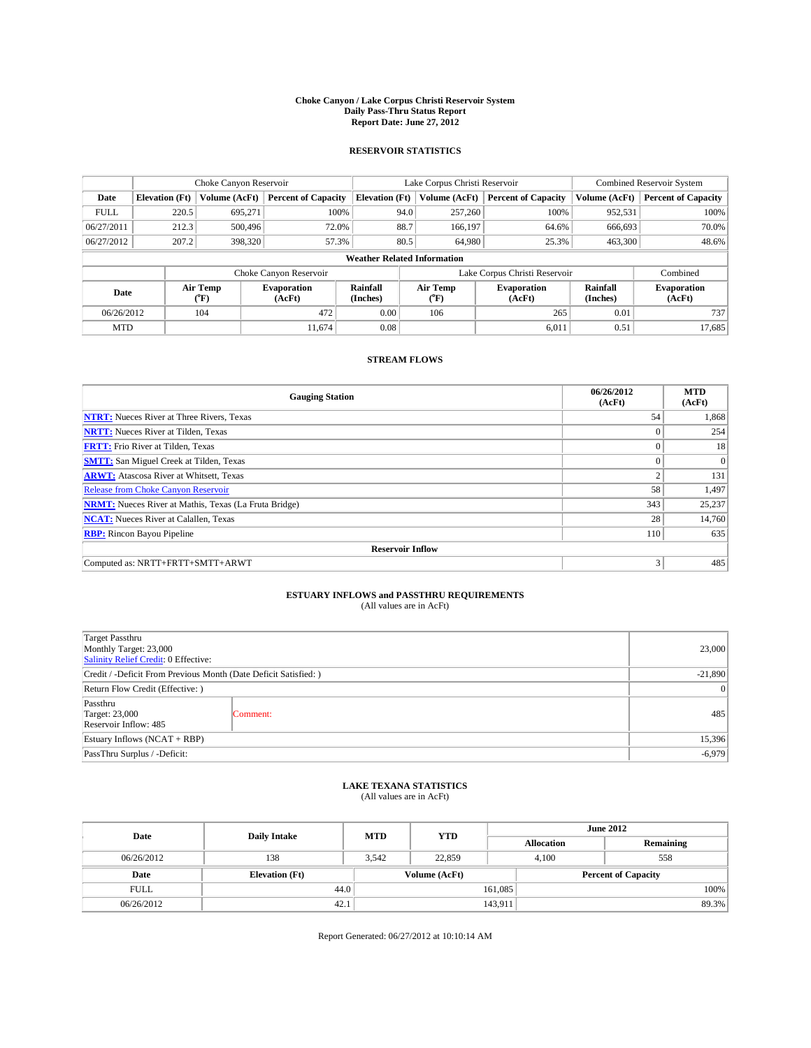# Choke Canyon / Lake Corpus Christi Reservoir System
## Daily Pass-Thru Status Report
### Report Date: June 27, 2012

## RESERVOIR STATISTICS

| | Choke Canyon Reservoir | | | Lake Corpus Christi Reservoir | | | Combined Reservoir System | |
|---|---|---|---|---|---|---|---|---|
| Date | Elevation (Ft) | Volume (AcFt) | Percent of Capacity | Elevation (Ft) | Volume (AcFt) | Percent of Capacity | Volume (AcFt) | Percent of Capacity |
| FULL | 220.5 | 695,271 | 100% | 94.0 | 257,260 | 100% | 952,531 | 100% |
| 06/27/2011 | 212.3 | 500,496 | 72.0% | 88.7 | 166,197 | 64.6% | 666,693 | 70.0% |
| 06/27/2012 | 207.2 | 398,320 | 57.3% | 80.5 | 64,980 | 25.3% | 463,300 | 48.6% |

**Weather Related Information**

| | Choke Canyon Reservoir | | | Lake Corpus Christi Reservoir | | | Combined |
|---|---|---|---|---|---|---|---|
| Date | Air Temp (°F) | Evaporation (AcFt) | Rainfall (Inches) | Air Temp (°F) | Evaporation (AcFt) | Rainfall (Inches) | Evaporation (AcFt) |
| 06/26/2012 | 104 | 472 | 0.00 | 106 | 265 | 0.01 | 737 |
| MTD | | 11,674 | 0.08 | | 6,011 | 0.51 | 17,685 |

## STREAM FLOWS

| Gauging Station | 06/26/2012 (AcFt) | MTD (AcFt) |
|---|---|---|
| NTRT: Nueces River at Three Rivers, Texas | 54 | 1,868 |
| NRTT: Nueces River at Tilden, Texas | 0 | 254 |
| FRTT: Frio River at Tilden, Texas | 0 | 18 |
| SMTT: San Miguel Creek at Tilden, Texas | 0 | 0 |
| ARWT: Atascosa River at Whitsett, Texas | 2 | 131 |
| Release from Choke Canyon Reservoir | 58 | 1,497 |
| NRMT: Nueces River at Mathis, Texas (La Fruta Bridge) | 343 | 25,237 |
| NCAT: Nueces River at Calallen, Texas | 28 | 14,760 |
| RBP: Rincon Bayou Pipeline | 110 | 635 |
| **Reservoir Inflow** | | |
| Computed as: NRTT+FRTT+SMTT+ARWT | 3 | 485 |

## ESTUARY INFLOWS and PASSTHRU REQUIREMENTS
(All values are in AcFt)

| | | |
|---|---|---|
| Target Passthru<br>Monthly Target: 23,000<br>Salinity Relief Credit: 0 Effective: | | 23,000 |
| Credit / -Deficit From Previous Month (Date Deficit Satisfied: ) | | -21,890 |
| Return Flow Credit (Effective: ) | | 0 |
| Passthru<br>Target: 23,000<br>Reservoir Inflow: 485 | Comment: | 485 |
| Estuary Inflows (NCAT + RBP) | | 15,396 |
| PassThru Surplus / -Deficit: | | -6,979 |

## LAKE TEXANA STATISTICS
(All values are in AcFt)

| Date | Daily Intake | MTD | YTD | June 2012 Allocation | June 2012 Remaining |
|---|---|---|---|---|---|
| 06/26/2012 | 138 | 3,542 | 22,859 | 4,100 | 558 |

| Date | Elevation (Ft) | Volume (AcFt) | Percent of Capacity |
|---|---|---|---|
| FULL | 44.0 | 161,085 | 100% |
| 06/26/2012 | 42.1 | 143,911 | 89.3% |

Report Generated: 06/27/2012 at 10:10:14 AM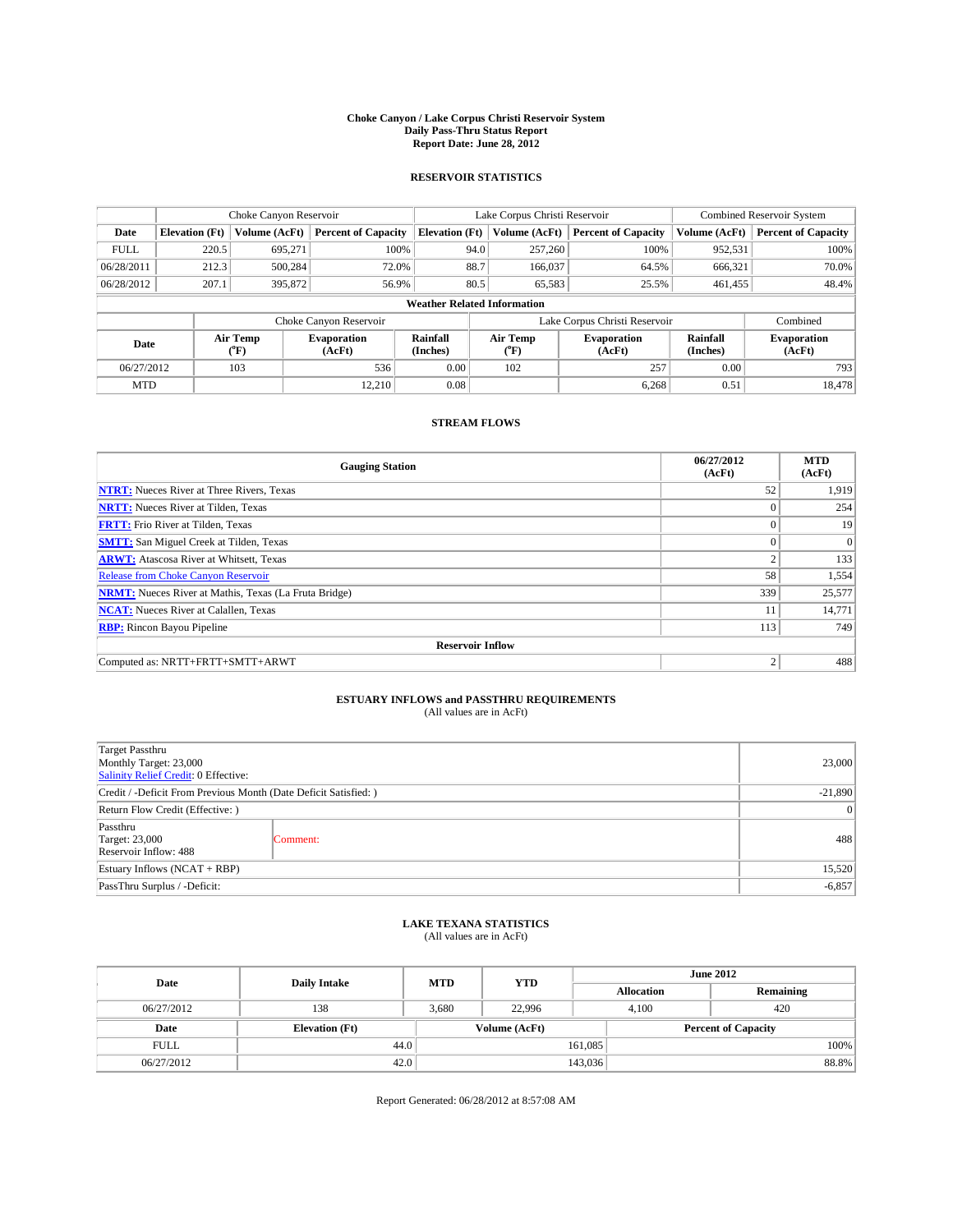# Choke Canyon / Lake Corpus Christi Reservoir System
## Daily Pass-Thru Status Report
## Report Date: June 28, 2012

### RESERVOIR STATISTICS

| | Choke Canyon Reservoir | | | Lake Corpus Christi Reservoir | | | Combined Reservoir System | |
|---|---|---|---|---|---|---|---|---|
| Date | Elevation (Ft) | Volume (AcFt) | Percent of Capacity | Elevation (Ft) | Volume (AcFt) | Percent of Capacity | Volume (AcFt) | Percent of Capacity |
| FULL | 220.5 | 695,271 | 100% | 94.0 | 257,260 | 100% | 952,531 | 100% |
| 06/28/2011 | 212.3 | 500,284 | 72.0% | 88.7 | 166,037 | 64.5% | 666,321 | 70.0% |
| 06/28/2012 | 207.1 | 395,872 | 56.9% | 80.5 | 65,583 | 25.5% | 461,455 | 48.4% |

**Weather Related Information**

| | Choke Canyon Reservoir | | | Lake Corpus Christi Reservoir | | | Combined |
|---|---|---|---|---|---|---|---|
| Date | Air Temp (°F) | Evaporation (AcFt) | Rainfall (Inches) | Air Temp (°F) | Evaporation (AcFt) | Rainfall (Inches) | Evaporation (AcFt) |
| 06/27/2012 | 103 | 536 | 0.00 | 102 | 257 | 0.00 | 793 |
| MTD | | 12,210 | 0.08 | | 6,268 | 0.51 | 18,478 |

### STREAM FLOWS

| Gauging Station | 06/27/2012 (AcFt) | MTD (AcFt) |
|---|---|---|
| NTRT: Nueces River at Three Rivers, Texas | 52 | 1,919 |
| NRTT: Nueces River at Tilden, Texas | 0 | 254 |
| FRTT: Frio River at Tilden, Texas | 0 | 19 |
| SMTT: San Miguel Creek at Tilden, Texas | 0 | 0 |
| ARWT: Atascosa River at Whitsett, Texas | 2 | 133 |
| Release from Choke Canyon Reservoir | 58 | 1,554 |
| NRMT: Nueces River at Mathis, Texas (La Fruta Bridge) | 339 | 25,577 |
| NCAT: Nueces River at Calallen, Texas | 11 | 14,771 |
| RBP: Rincon Bayou Pipeline | 113 | 749 |
| **Reservoir Inflow** | | |
| Computed as: NRTT+FRTT+SMTT+ARWT | 2 | 488 |

### ESTUARY INFLOWS and PASSTHRU REQUIREMENTS
(All values are in AcFt)

| | | |
|---|---|---|
| Target Passthru<br>Monthly Target: 23,000<br>Salinity Relief Credit: 0 Effective: | | 23,000 |
| Credit / -Deficit From Previous Month (Date Deficit Satisfied: ) | | -21,890 |
| Return Flow Credit (Effective: ) | | 0 |
| Passthru<br>Target: 23,000<br>Reservoir Inflow: 488 | Comment: | 488 |
| Estuary Inflows (NCAT + RBP) | | 15,520 |
| PassThru Surplus / -Deficit: | | -6,857 |

### LAKE TEXANA STATISTICS
(All values are in AcFt)

| Date | Daily Intake | MTD | YTD | June 2012 Allocation | June 2012 Remaining |
|---|---|---|---|---|---|
| 06/27/2012 | 138 | 3,680 | 22,996 | 4,100 | 420 |

| Date | Elevation (Ft) | Volume (AcFt) | Percent of Capacity |
|---|---|---|---|
| FULL | 44.0 | 161,085 | 100% |
| 06/27/2012 | 42.0 | 143,036 | 88.8% |

Report Generated: 06/28/2012 at 8:57:08 AM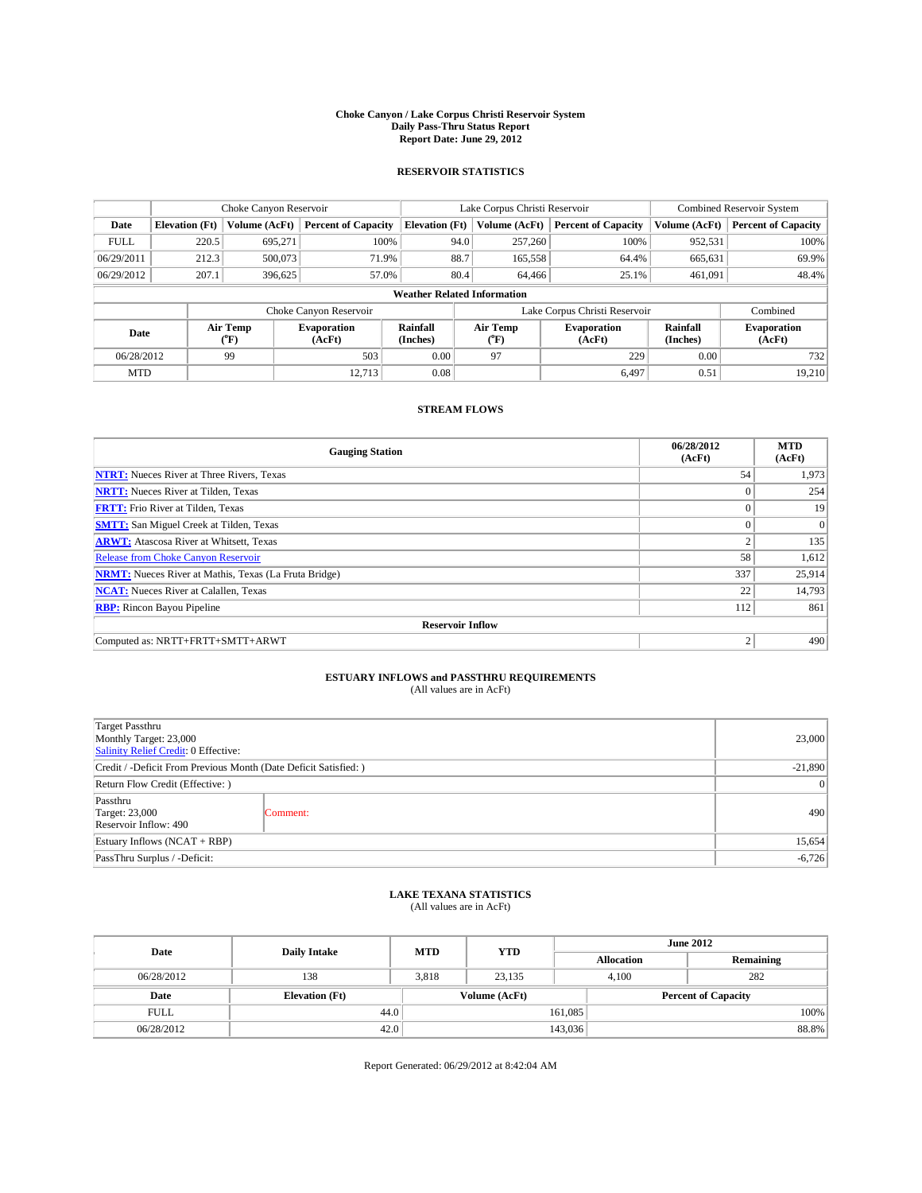# Choke Canyon / Lake Corpus Christi Reservoir System
## Daily Pass-Thru Status Report
## Report Date: June 29, 2012

### RESERVOIR STATISTICS

| | Choke Canyon Reservoir | | | Lake Corpus Christi Reservoir | | | Combined Reservoir System | |
|---|---|---|---|---|---|---|---|---|
| Date | Elevation (Ft) | Volume (AcFt) | Percent of Capacity | Elevation (Ft) | Volume (AcFt) | Percent of Capacity | Volume (AcFt) | Percent of Capacity |
| FULL | 220.5 | 695,271 | 100% | 94.0 | 257,260 | 100% | 952,531 | 100% |
| 06/29/2011 | 212.3 | 500,073 | 71.9% | 88.7 | 165,558 | 64.4% | 665,631 | 69.9% |
| 06/29/2012 | 207.1 | 396,625 | 57.0% | 80.4 | 64,466 | 25.1% | 461,091 | 48.4% |

**Weather Related Information**

| | Choke Canyon Reservoir | | | Lake Corpus Christi Reservoir | | | Combined |
|---|---|---|---|---|---|---|---|
| Date | Air Temp (°F) | Evaporation (AcFt) | Rainfall (Inches) | Air Temp (°F) | Evaporation (AcFt) | Rainfall (Inches) | Evaporation (AcFt) |
| 06/28/2012 | 99 | 503 | 0.00 | 97 | 229 | 0.00 | 732 |
| MTD | | 12,713 | 0.08 | | 6,497 | 0.51 | 19,210 |

### STREAM FLOWS

| Gauging Station | 06/28/2012 (AcFt) | MTD (AcFt) |
|---|---|---|
| NTRT: Nueces River at Three Rivers, Texas | 54 | 1,973 |
| NRTT: Nueces River at Tilden, Texas | 0 | 254 |
| FRTT: Frio River at Tilden, Texas | 0 | 19 |
| SMTT: San Miguel Creek at Tilden, Texas | 0 | 0 |
| ARWT: Atascosa River at Whitsett, Texas | 2 | 135 |
| Release from Choke Canyon Reservoir | 58 | 1,612 |
| NRMT: Nueces River at Mathis, Texas (La Fruta Bridge) | 337 | 25,914 |
| NCAT: Nueces River at Calallen, Texas | 22 | 14,793 |
| RBP: Rincon Bayou Pipeline | 112 | 861 |
| **Reservoir Inflow** | | |
| Computed as: NRTT+FRTT+SMTT+ARWT | 2 | 490 |

### ESTUARY INFLOWS and PASSTHRU REQUIREMENTS
(All values are in AcFt)

| | | |
|---|---|---|
| Target Passthru<br>Monthly Target: 23,000<br>Salinity Relief Credit: 0 Effective: | | 23,000 |
| Credit / -Deficit From Previous Month (Date Deficit Satisfied: ) | | -21,890 |
| Return Flow Credit (Effective: ) | | 0 |
| Passthru<br>Target: 23,000<br>Reservoir Inflow: 490 | Comment: | 490 |
| Estuary Inflows (NCAT + RBP) | | 15,654 |
| PassThru Surplus / -Deficit: | | -6,726 |

### LAKE TEXANA STATISTICS
(All values are in AcFt)

| Date | Daily Intake | MTD | YTD | June 2012 Allocation | June 2012 Remaining |
|---|---|---|---|---|---|
| 06/28/2012 | 138 | 3,818 | 23,135 | 4,100 | 282 |

| Date | Elevation (Ft) | Volume (AcFt) | Percent of Capacity |
|---|---|---|---|
| FULL | 44.0 | 161,085 | 100% |
| 06/28/2012 | 42.0 | 143,036 | 88.8% |

Report Generated: 06/29/2012 at 8:42:04 AM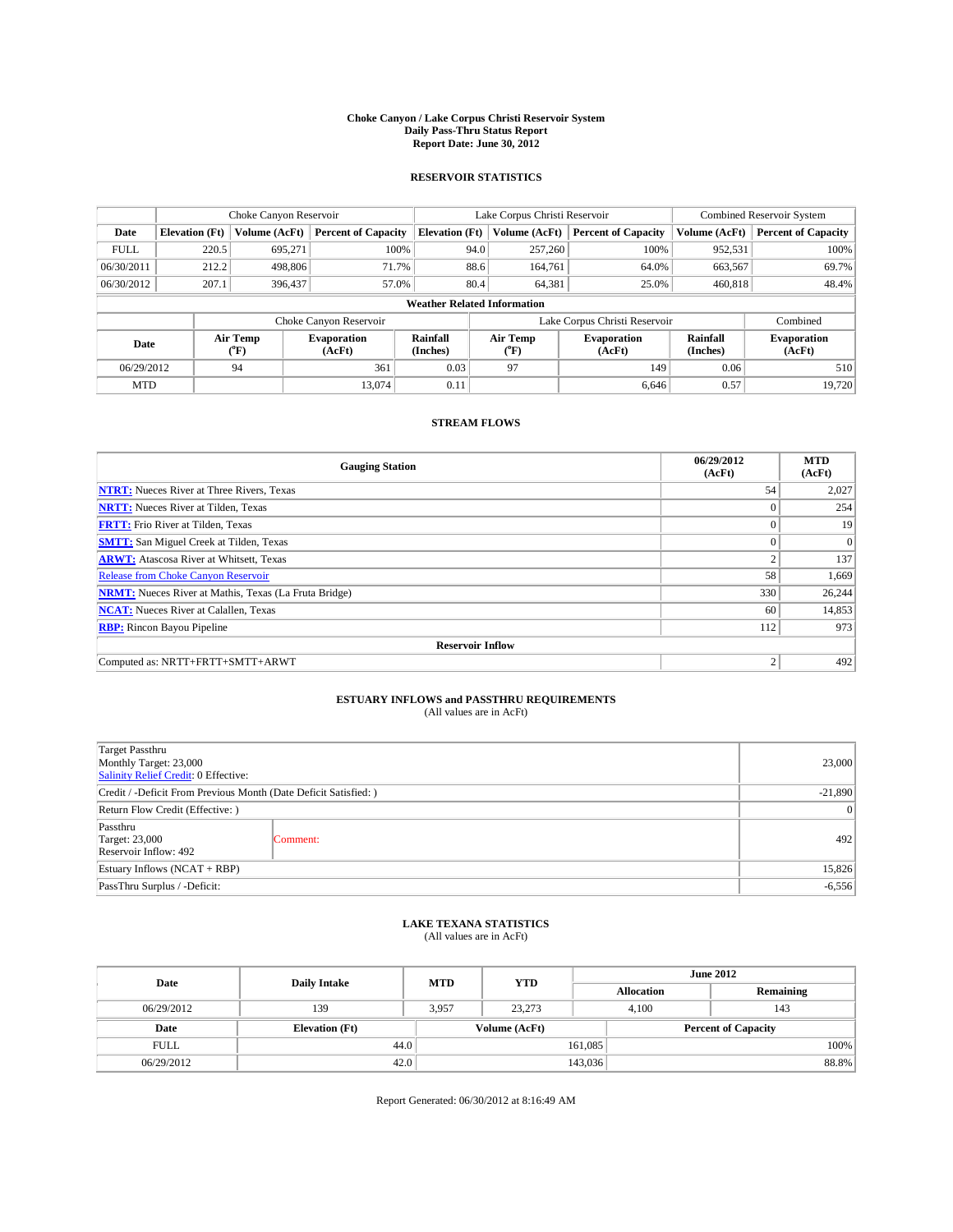# Choke Canyon / Lake Corpus Christi Reservoir System
## Daily Pass-Thru Status Report
## Report Date: June 30, 2012

### RESERVOIR STATISTICS

| | Choke Canyon Reservoir | | | Lake Corpus Christi Reservoir | | | Combined Reservoir System | |
|---|---|---|---|---|---|---|---|---|
| **Date** | **Elevation (Ft)** | **Volume (AcFt)** | **Percent of Capacity** | **Elevation (Ft)** | **Volume (AcFt)** | **Percent of Capacity** | **Volume (AcFt)** | **Percent of Capacity** |
| FULL | 220.5 | 695,271 | 100% | 94.0 | 257,260 | 100% | 952,531 | 100% |
| 06/30/2011 | 212.2 | 498,806 | 71.7% | 88.6 | 164,761 | 64.0% | 663,567 | 69.7% |
| 06/30/2012 | 207.1 | 396,437 | 57.0% | 80.4 | 64,381 | 25.0% | 460,818 | 48.4% |

**Weather Related Information**

| | Choke Canyon Reservoir | | | Lake Corpus Christi Reservoir | | | Combined |
|---|---|---|---|---|---|---|---|
| **Date** | **Air Temp (°F)** | **Evaporation (AcFt)** | **Rainfall (Inches)** | **Air Temp (°F)** | **Evaporation (AcFt)** | **Rainfall (Inches)** | **Evaporation (AcFt)** |
| 06/29/2012 | 94 | 361 | 0.03 | 97 | 149 | 0.06 | 510 |
| MTD | | 13,074 | 0.11 | | 6,646 | 0.57 | 19,720 |

### STREAM FLOWS

| Gauging Station | 06/29/2012 (AcFt) | MTD (AcFt) |
|---|---|---|
| **NTRT:** Nueces River at Three Rivers, Texas | 54 | 2,027 |
| **NRTT:** Nueces River at Tilden, Texas | 0 | 254 |
| **FRTT:** Frio River at Tilden, Texas | 0 | 19 |
| **SMTT:** San Miguel Creek at Tilden, Texas | 0 | 0 |
| **ARWT:** Atascosa River at Whitsett, Texas | 2 | 137 |
| Release from Choke Canyon Reservoir | 58 | 1,669 |
| **NRMT:** Nueces River at Mathis, Texas (La Fruta Bridge) | 330 | 26,244 |
| **NCAT:** Nueces River at Calallen, Texas | 60 | 14,853 |
| **RBP:** Rincon Bayou Pipeline | 112 | 973 |
| **Reservoir Inflow** | | |
| Computed as: NRTT+FRTT+SMTT+ARWT | 2 | 492 |

### ESTUARY INFLOWS and PASSTHRU REQUIREMENTS
(All values are in AcFt)

| | | |
|---|---|---|
| Target Passthru<br>Monthly Target: 23,000<br>Salinity Relief Credit: 0 Effective: | | 23,000 |
| Credit / -Deficit From Previous Month (Date Deficit Satisfied: ) | | -21,890 |
| Return Flow Credit (Effective: ) | | 0 |
| Passthru<br>Target: 23,000<br>Reservoir Inflow: 492 | Comment: | 492 |
| Estuary Inflows (NCAT + RBP) | | 15,826 |
| PassThru Surplus / -Deficit: | | -6,556 |

### LAKE TEXANA STATISTICS
(All values are in AcFt)

| Date | Daily Intake | MTD | YTD | June 2012 Allocation | June 2012 Remaining |
|---|---|---|---|---|---|
| 06/29/2012 | 139 | 3,957 | 23,273 | 4,100 | 143 |

| Date | Elevation (Ft) | Volume (AcFt) | Percent of Capacity |
|---|---|---|---|
| FULL | 44.0 | 161,085 | 100% |
| 06/29/2012 | 42.0 | 143,036 | 88.8% |

Report Generated: 06/30/2012 at 8:16:49 AM